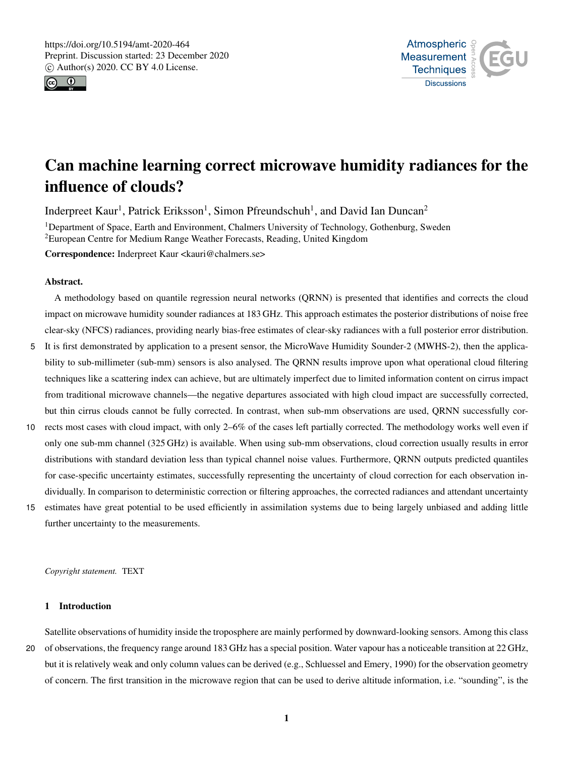# Can machine learning correct microwave humidity radiances for the influence of clouds?

Inderpreet Kaur[1], Patrick Eriksson[1], Simon Pfreundschuh[1], and David Ian Duncan[2]

[1]Department of Space, Earth and Environment, Chalmers University of Technology, Gothenburg, Sweden

[2]European Centre for Medium Range Weather Forecasts, Reading, United Kingdom

**Correspondence:** Inderpreet Kaur <kauri@chalmers.se>

**Abstract.**

A methodology based on quantile regression neural networks (QRNN) is presented that identifies and corrects the cloud impact on microwave humidity sounder radiances at 183 GHz. This approach estimates the posterior distributions of noise free clear-sky (NFCS) radiances, providing nearly bias-free estimates of clear-sky radiances with a full posterior error distribution. It is first demonstrated by application to a present sensor, the MicroWave Humidity Sounder-2 (MWHS-2), then the applicability to sub-millimeter (sub-mm) sensors is also analysed. The QRNN results improve upon what operational cloud filtering techniques like a scattering index can achieve, but are ultimately imperfect due to limited information content on cirrus impact from traditional microwave channels—the negative departures associated with high cloud impact are successfully corrected, but thin cirrus clouds cannot be fully corrected. In contrast, when sub-mm observations are used, QRNN successfully corrects most cases with cloud impact, with only 2–6% of the cases left partially corrected. The methodology works well even if only one sub-mm channel (325 GHz) is available. When using sub-mm observations, cloud correction usually results in error distributions with standard deviation less than typical channel noise values. Furthermore, QRNN outputs predicted quantiles for case-specific uncertainty estimates, successfully representing the uncertainty of cloud correction for each observation individually. In comparison to deterministic correction or filtering approaches, the corrected radiances and attendant uncertainty estimates have great potential to be used efficiently in assimilation systems due to being largely unbiased and adding little further uncertainty to the measurements.

*Copyright statement.* TEXT

## 1 Introduction

Satellite observations of humidity inside the troposphere are mainly performed by downward-looking sensors. Among this class of observations, the frequency range around 183 GHz has a special position. Water vapour has a noticeable transition at 22 GHz, but it is relatively weak and only column values can be derived (e.g., Schluessel and Emery, 1990) for the observation geometry of concern. The first transition in the microwave region that can be used to derive altitude information, i.e. "sounding", is the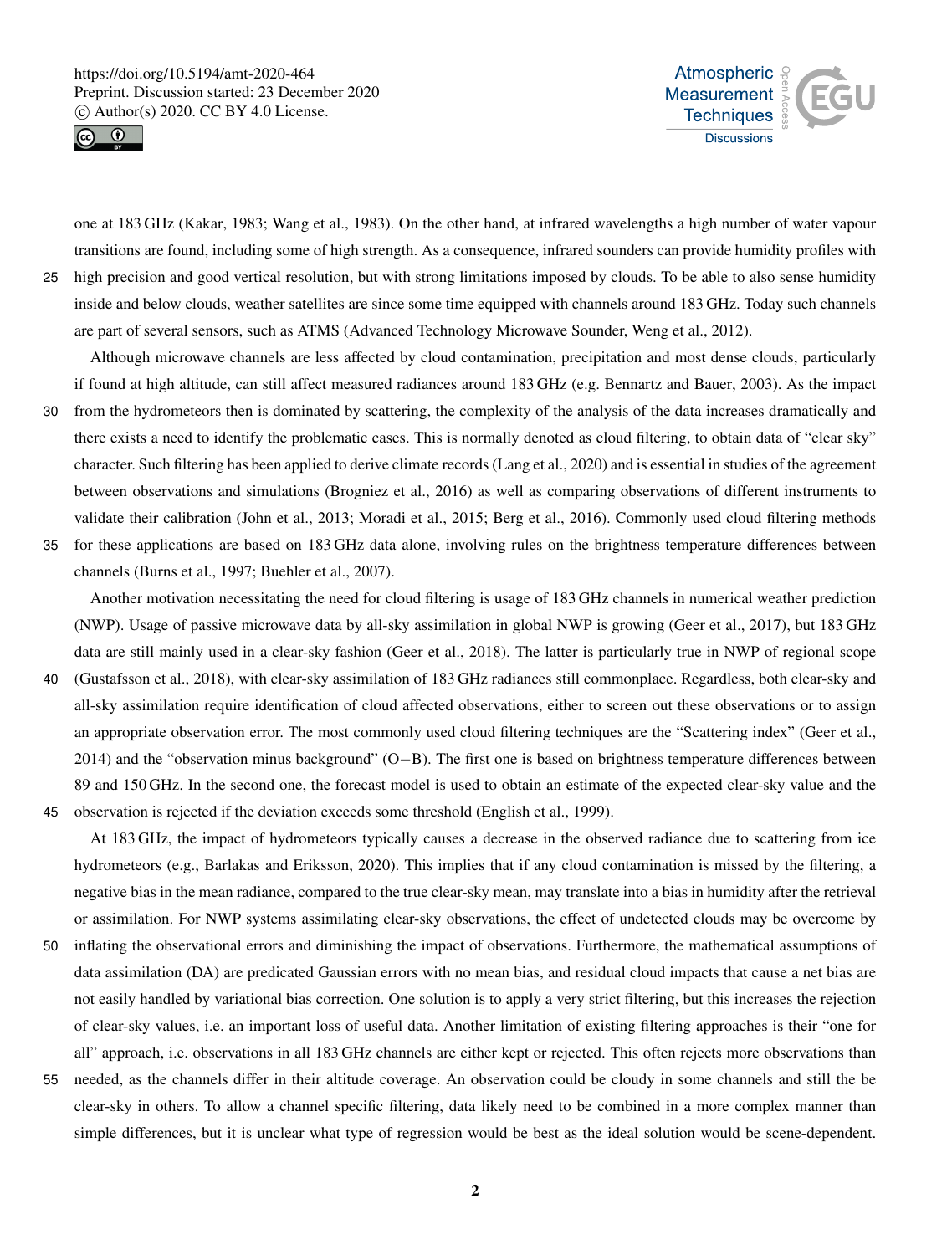one at 183 GHz (Kakar, 1983; Wang et al., 1983). On the other hand, at infrared wavelengths a high number of water vapour transitions are found, including some of high strength. As a consequence, infrared sounders can provide humidity profiles with high precision and good vertical resolution, but with strong limitations imposed by clouds. To be able to also sense humidity inside and below clouds, weather satellites are since some time equipped with channels around 183 GHz. Today such channels are part of several sensors, such as ATMS (Advanced Technology Microwave Sounder, Weng et al., 2012).

Although microwave channels are less affected by cloud contamination, precipitation and most dense clouds, particularly if found at high altitude, can still affect measured radiances around 183 GHz (e.g. Bennartz and Bauer, 2003). As the impact from the hydrometeors then is dominated by scattering, the complexity of the analysis of the data increases dramatically and there exists a need to identify the problematic cases. This is normally denoted as cloud filtering, to obtain data of "clear sky" character. Such filtering has been applied to derive climate records (Lang et al., 2020) and is essential in studies of the agreement between observations and simulations (Brogniez et al., 2016) as well as comparing observations of different instruments to validate their calibration (John et al., 2013; Moradi et al., 2015; Berg et al., 2016). Commonly used cloud filtering methods for these applications are based on 183 GHz data alone, involving rules on the brightness temperature differences between channels (Burns et al., 1997; Buehler et al., 2007).

Another motivation necessitating the need for cloud filtering is usage of 183 GHz channels in numerical weather prediction (NWP). Usage of passive microwave data by all-sky assimilation in global NWP is growing (Geer et al., 2017), but 183 GHz data are still mainly used in a clear-sky fashion (Geer et al., 2018). The latter is particularly true in NWP of regional scope (Gustafsson et al., 2018), with clear-sky assimilation of 183 GHz radiances still commonplace. Regardless, both clear-sky and all-sky assimilation require identification of cloud affected observations, either to screen out these observations or to assign an appropriate observation error. The most commonly used cloud filtering techniques are the "Scattering index" (Geer et al., 2014) and the "observation minus background" (O−B). The first one is based on brightness temperature differences between 89 and 150 GHz. In the second one, the forecast model is used to obtain an estimate of the expected clear-sky value and the observation is rejected if the deviation exceeds some threshold (English et al., 1999).

At 183 GHz, the impact of hydrometeors typically causes a decrease in the observed radiance due to scattering from ice hydrometeors (e.g., Barlakas and Eriksson, 2020). This implies that if any cloud contamination is missed by the filtering, a negative bias in the mean radiance, compared to the true clear-sky mean, may translate into a bias in humidity after the retrieval or assimilation. For NWP systems assimilating clear-sky observations, the effect of undetected clouds may be overcome by inflating the observational errors and diminishing the impact of observations. Furthermore, the mathematical assumptions of data assimilation (DA) are predicated Gaussian errors with no mean bias, and residual cloud impacts that cause a net bias are not easily handled by variational bias correction. One solution is to apply a very strict filtering, but this increases the rejection of clear-sky values, i.e. an important loss of useful data. Another limitation of existing filtering approaches is their "one for all" approach, i.e. observations in all 183 GHz channels are either kept or rejected. This often rejects more observations than needed, as the channels differ in their altitude coverage. An observation could be cloudy in some channels and still the be clear-sky in others. To allow a channel specific filtering, data likely need to be combined in a more complex manner than simple differences, but it is unclear what type of regression would be best as the ideal solution would be scene-dependent.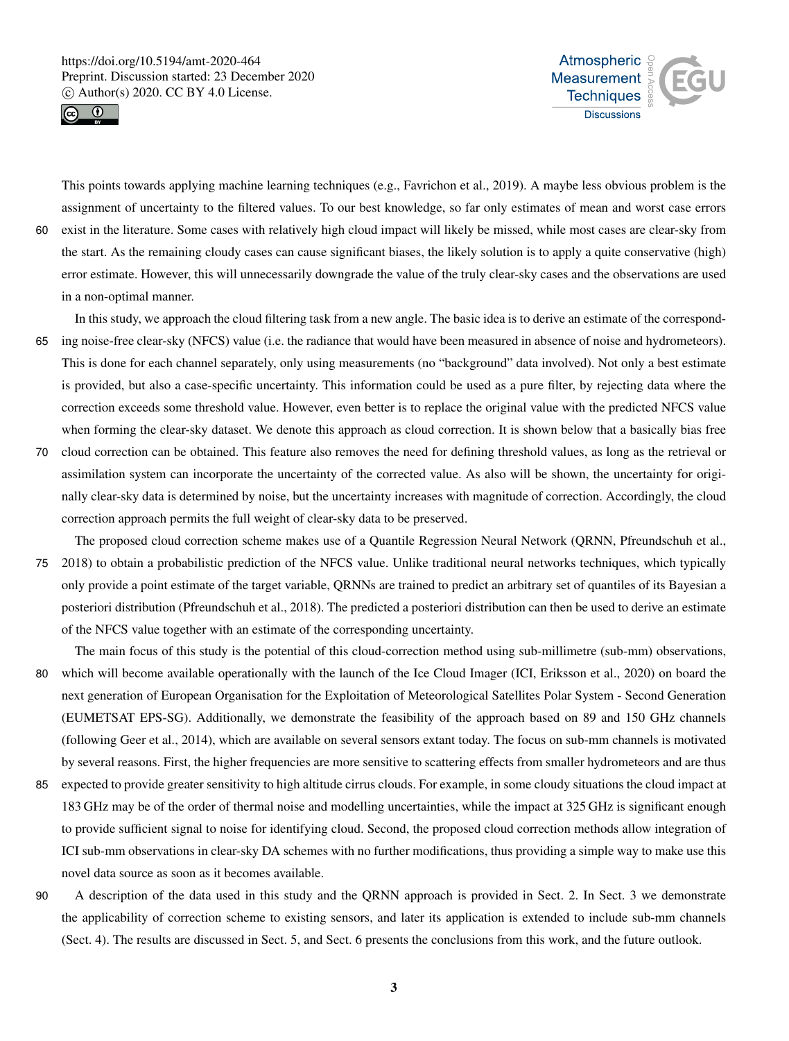This points towards applying machine learning techniques (e.g., Favrichon et al., 2019). A maybe less obvious problem is the assignment of uncertainty to the filtered values. To our best knowledge, so far only estimates of mean and worst case errors exist in the literature. Some cases with relatively high cloud impact will likely be missed, while most cases are clear-sky from the start. As the remaining cloudy cases can cause significant biases, the likely solution is to apply a quite conservative (high) error estimate. However, this will unnecessarily downgrade the value of the truly clear-sky cases and the observations are used in a non-optimal manner.

In this study, we approach the cloud filtering task from a new angle. The basic idea is to derive an estimate of the corresponding noise-free clear-sky (NFCS) value (i.e. the radiance that would have been measured in absence of noise and hydrometeors). This is done for each channel separately, only using measurements (no "background" data involved). Not only a best estimate is provided, but also a case-specific uncertainty. This information could be used as a pure filter, by rejecting data where the correction exceeds some threshold value. However, even better is to replace the original value with the predicted NFCS value when forming the clear-sky dataset. We denote this approach as cloud correction. It is shown below that a basically bias free cloud correction can be obtained. This feature also removes the need for defining threshold values, as long as the retrieval or assimilation system can incorporate the uncertainty of the corrected value. As also will be shown, the uncertainty for originally clear-sky data is determined by noise, but the uncertainty increases with magnitude of correction. Accordingly, the cloud correction approach permits the full weight of clear-sky data to be preserved.

The proposed cloud correction scheme makes use of a Quantile Regression Neural Network (QRNN, Pfreundschuh et al., 2018) to obtain a probabilistic prediction of the NFCS value. Unlike traditional neural networks techniques, which typically only provide a point estimate of the target variable, QRNNs are trained to predict an arbitrary set of quantiles of its Bayesian a posteriori distribution (Pfreundschuh et al., 2018). The predicted a posteriori distribution can then be used to derive an estimate of the NFCS value together with an estimate of the corresponding uncertainty.

The main focus of this study is the potential of this cloud-correction method using sub-millimetre (sub-mm) observations, which will become available operationally with the launch of the Ice Cloud Imager (ICI, Eriksson et al., 2020) on board the next generation of European Organisation for the Exploitation of Meteorological Satellites Polar System - Second Generation (EUMETSAT EPS-SG). Additionally, we demonstrate the feasibility of the approach based on 89 and 150 GHz channels (following Geer et al., 2014), which are available on several sensors extant today. The focus on sub-mm channels is motivated by several reasons. First, the higher frequencies are more sensitive to scattering effects from smaller hydrometeors and are thus expected to provide greater sensitivity to high altitude cirrus clouds. For example, in some cloudy situations the cloud impact at 183 GHz may be of the order of thermal noise and modelling uncertainties, while the impact at 325 GHz is significant enough to provide sufficient signal to noise for identifying cloud. Second, the proposed cloud correction methods allow integration of ICI sub-mm observations in clear-sky DA schemes with no further modifications, thus providing a simple way to make use this novel data source as soon as it becomes available.

A description of the data used in this study and the QRNN approach is provided in Sect. 2. In Sect. 3 we demonstrate the applicability of correction scheme to existing sensors, and later its application is extended to include sub-mm channels (Sect. 4). The results are discussed in Sect. 5, and Sect. 6 presents the conclusions from this work, and the future outlook.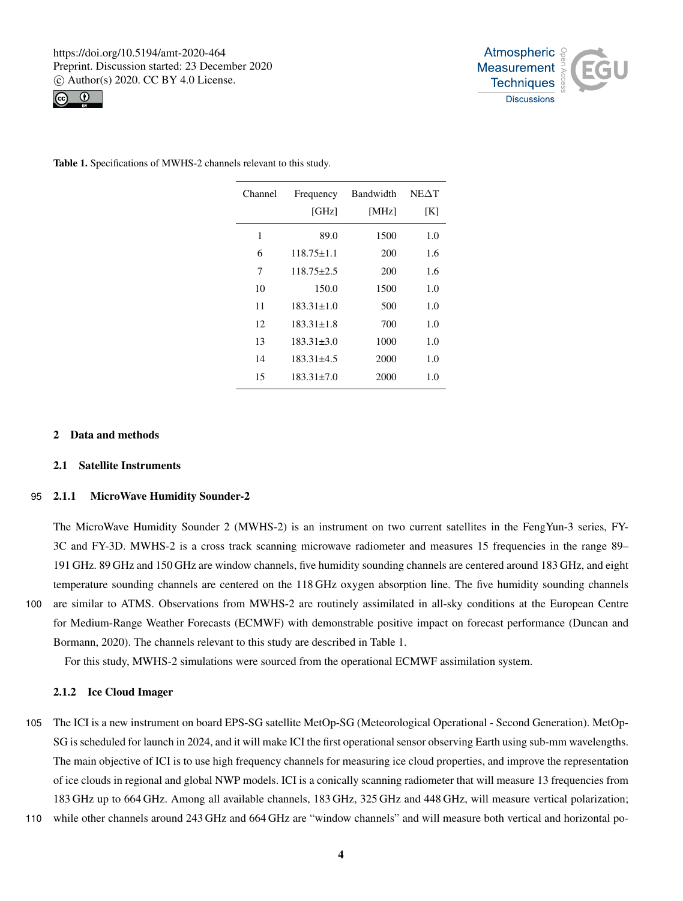**Table 1.** Specifications of MWHS-2 channels relevant to this study.

| Channel | Frequency [GHz] | Bandwidth [MHz] | NE$\Delta$T [K] |
|---|---|---|---|
| 1 | 89.0 | 1500 | 1.0 |
| 6 | 118.75±1.1 | 200 | 1.6 |
| 7 | 118.75±2.5 | 200 | 1.6 |
| 10 | 150.0 | 1500 | 1.0 |
| 11 | 183.31±1.0 | 500 | 1.0 |
| 12 | 183.31±1.8 | 700 | 1.0 |
| 13 | 183.31±3.0 | 1000 | 1.0 |
| 14 | 183.31±4.5 | 2000 | 1.0 |
| 15 | 183.31±7.0 | 2000 | 1.0 |

## 2 Data and methods

### 2.1 Satellite Instruments

#### 2.1.1 MicroWave Humidity Sounder-2

The MicroWave Humidity Sounder 2 (MWHS-2) is an instrument on two current satellites in the FengYun-3 series, FY-3C and FY-3D. MWHS-2 is a cross track scanning microwave radiometer and measures 15 frequencies in the range 89–191 GHz. 89 GHz and 150 GHz are window channels, five humidity sounding channels are centered around 183 GHz, and eight temperature sounding channels are centered on the 118 GHz oxygen absorption line. The five humidity sounding channels are similar to ATMS. Observations from MWHS-2 are routinely assimilated in all-sky conditions at the European Centre for Medium-Range Weather Forecasts (ECMWF) with demonstrable positive impact on forecast performance (Duncan and Bormann, 2020). The channels relevant to this study are described in Table 1.

For this study, MWHS-2 simulations were sourced from the operational ECMWF assimilation system.

#### 2.1.2 Ice Cloud Imager

The ICI is a new instrument on board EPS-SG satellite MetOp-SG (Meteorological Operational - Second Generation). MetOp-SG is scheduled for launch in 2024, and it will make ICI the first operational sensor observing Earth using sub-mm wavelengths. The main objective of ICI is to use high frequency channels for measuring ice cloud properties, and improve the representation of ice clouds in regional and global NWP models. ICI is a conically scanning radiometer that will measure 13 frequencies from 183 GHz up to 664 GHz. Among all available channels, 183 GHz, 325 GHz and 448 GHz, will measure vertical polarization; while other channels around 243 GHz and 664 GHz are "window channels" and will measure both vertical and horizontal po-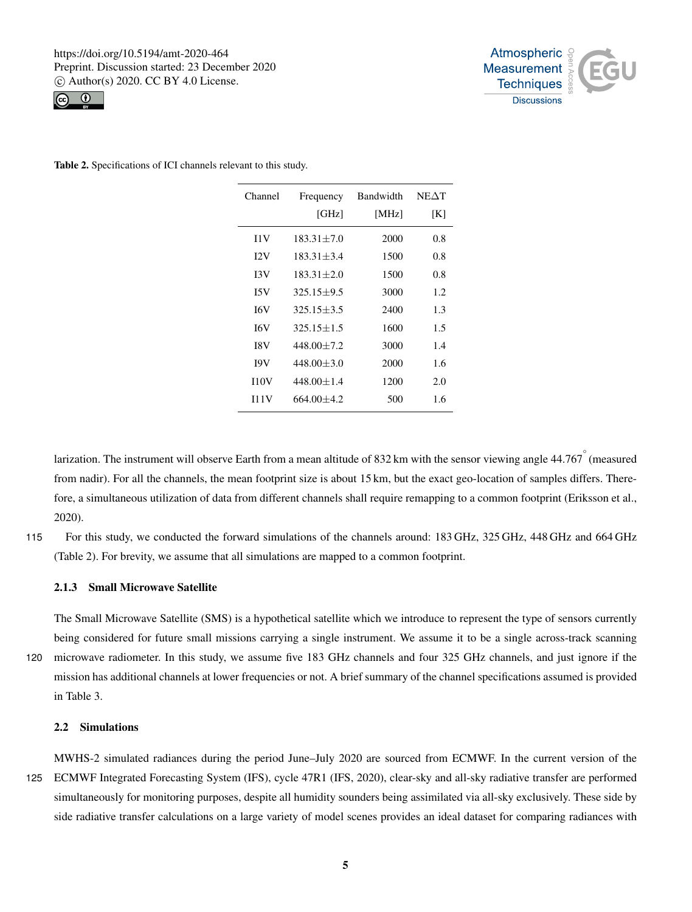**Table 2.** Specifications of ICI channels relevant to this study.

| Channel | Frequency [GHz] | Bandwidth [MHz] | NE$\Delta$T [K] |
|---|---|---|---|
| I1V | 183.31±7.0 | 2000 | 0.8 |
| I2V | 183.31±3.4 | 1500 | 0.8 |
| I3V | 183.31±2.0 | 1500 | 0.8 |
| I5V | 325.15±9.5 | 3000 | 1.2 |
| I6V | 325.15±3.5 | 2400 | 1.3 |
| I6V | 325.15±1.5 | 1600 | 1.5 |
| I8V | 448.00±7.2 | 3000 | 1.4 |
| I9V | 448.00±3.0 | 2000 | 1.6 |
| I10V | 448.00±1.4 | 1200 | 2.0 |
| I11V | 664.00±4.2 | 500 | 1.6 |

larization. The instrument will observe Earth from a mean altitude of 832 km with the sensor viewing angle 44.767° (measured from nadir). For all the channels, the mean footprint size is about 15 km, but the exact geo-location of samples differs. Therefore, a simultaneous utilization of data from different channels shall require remapping to a common footprint (Eriksson et al., 2020).

115 For this study, we conducted the forward simulations of the channels around: 183 GHz, 325 GHz, 448 GHz and 664 GHz (Table 2). For brevity, we assume that all simulations are mapped to a common footprint.

#### 2.1.3 Small Microwave Satellite

The Small Microwave Satellite (SMS) is a hypothetical satellite which we introduce to represent the type of sensors currently being considered for future small missions carrying a single instrument. We assume it to be a single across-track scanning
120 microwave radiometer. In this study, we assume five 183 GHz channels and four 325 GHz channels, and just ignore if the mission has additional channels at lower frequencies or not. A brief summary of the channel specifications assumed is provided in Table 3.

### 2.2 Simulations

MWHS-2 simulated radiances during the period June–July 2020 are sourced from ECMWF. In the current version of the
125 ECMWF Integrated Forecasting System (IFS), cycle 47R1 (IFS, 2020), clear-sky and all-sky radiative transfer are performed simultaneously for monitoring purposes, despite all humidity sounders being assimilated via all-sky exclusively. These side by side radiative transfer calculations on a large variety of model scenes provides an ideal dataset for comparing radiances with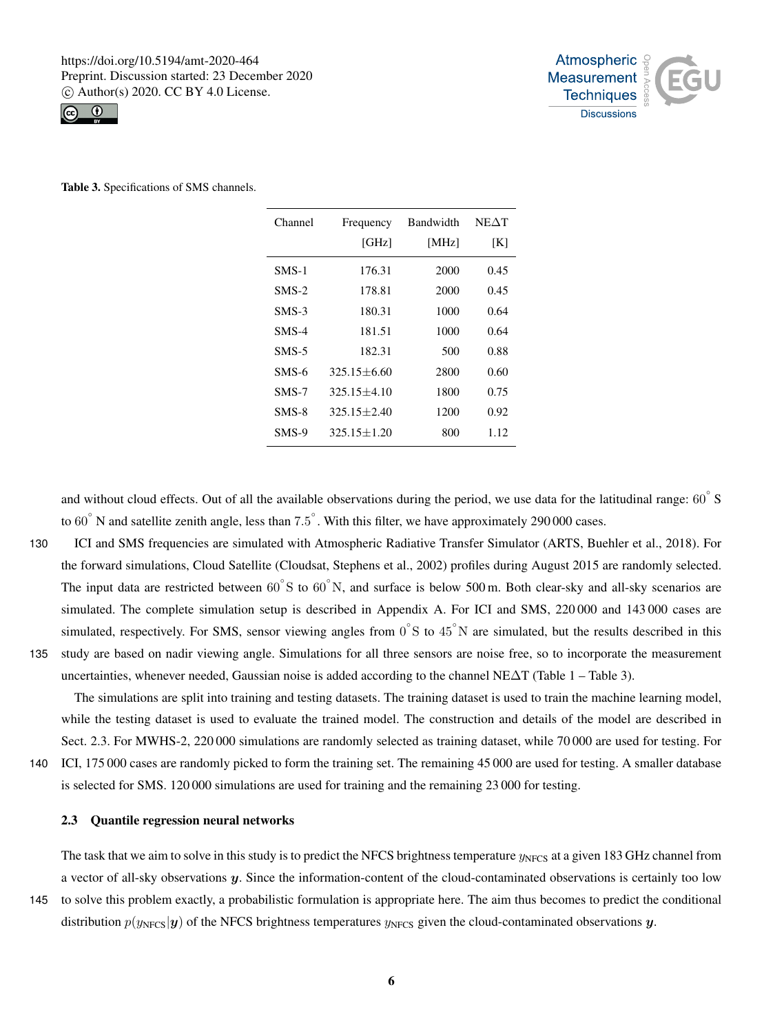**Table 3.** Specifications of SMS channels.

| Channel | Frequency [GHz] | Bandwidth [MHz] | NEΔT [K] |
|---|---|---|---|
| SMS-1 | 176.31 | 2000 | 0.45 |
| SMS-2 | 178.81 | 2000 | 0.45 |
| SMS-3 | 180.31 | 1000 | 0.64 |
| SMS-4 | 181.51 | 1000 | 0.64 |
| SMS-5 | 182.31 | 500 | 0.88 |
| SMS-6 | 325.15±6.60 | 2800 | 0.60 |
| SMS-7 | 325.15±4.10 | 1800 | 0.75 |
| SMS-8 | 325.15±2.40 | 1200 | 0.92 |
| SMS-9 | 325.15±1.20 | 800 | 1.12 |

and without cloud effects. Out of all the available observations during the period, we use data for the latitudinal range: $60^{\circ}$ S to $60^{\circ}$ N and satellite zenith angle, less than $7.5^{\circ}$. With this filter, we have approximately 290 000 cases.

ICI and SMS frequencies are simulated with Atmospheric Radiative Transfer Simulator (ARTS, Buehler et al., 2018). For the forward simulations, Cloud Satellite (Cloudsat, Stephens et al., 2002) profiles during August 2015 are randomly selected. The input data are restricted between $60^{\circ}$ S to $60^{\circ}$ N, and surface is below 500 m. Both clear-sky and all-sky scenarios are simulated. The complete simulation setup is described in Appendix A. For ICI and SMS, 220 000 and 143 000 cases are simulated, respectively. For SMS, sensor viewing angles from $0^{\circ}$ S to $45^{\circ}$ N are simulated, but the results described in this study are based on nadir viewing angle. Simulations for all three sensors are noise free, so to incorporate the measurement uncertainties, whenever needed, Gaussian noise is added according to the channel NEΔT (Table 1 – Table 3).

The simulations are split into training and testing datasets. The training dataset is used to train the machine learning model, while the testing dataset is used to evaluate the trained model. The construction and details of the model are described in Sect. 2.3. For MWHS-2, 220 000 simulations are randomly selected as training dataset, while 70 000 are used for testing. For ICI, 175 000 cases are randomly picked to form the training set. The remaining 45 000 are used for testing. A smaller database is selected for SMS. 120 000 simulations are used for training and the remaining 23 000 for testing.

### 2.3 Quantile regression neural networks

The task that we aim to solve in this study is to predict the NFCS brightness temperature $y_{\text{NFCS}}$ at a given 183 GHz channel from a vector of all-sky observations $\boldsymbol{y}$. Since the information-content of the cloud-contaminated observations is certainly too low to solve this problem exactly, a probabilistic formulation is appropriate here. The aim thus becomes to predict the conditional distribution $p(y_{\text{NFCS}}|\boldsymbol{y})$ of the NFCS brightness temperatures $y_{\text{NFCS}}$ given the cloud-contaminated observations $\boldsymbol{y}$.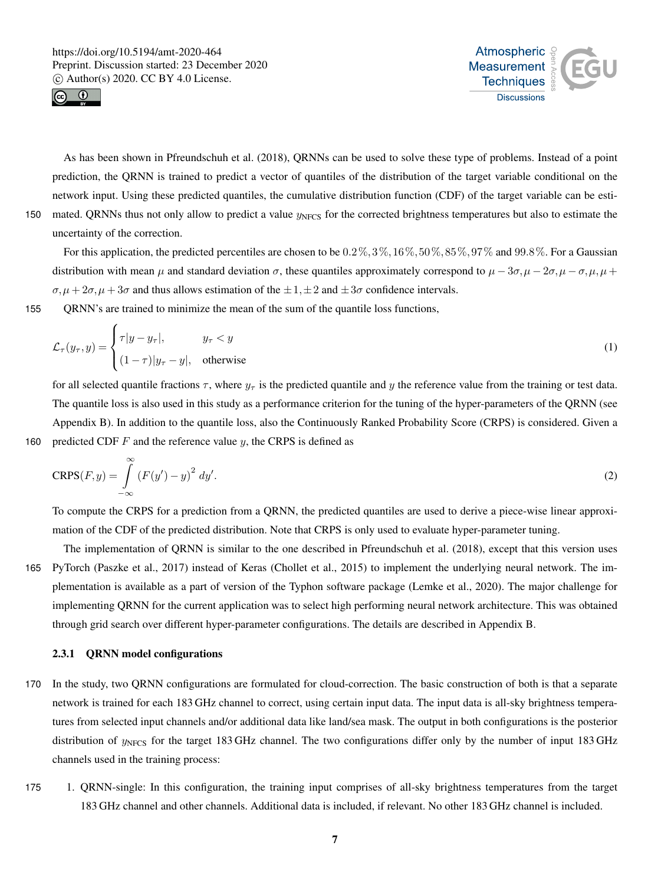As has been shown in Pfreundschuh et al. (2018), QRNNs can be used to solve these type of problems. Instead of a point prediction, the QRNN is trained to predict a vector of quantiles of the distribution of the target variable conditional on the network input. Using these predicted quantiles, the cumulative distribution function (CDF) of the target variable can be estimated. QRNNs thus not only allow to predict a value $y_{\text{NFCS}}$ for the corrected brightness temperatures but also to estimate the uncertainty of the correction.

For this application, the predicted percentiles are chosen to be $0.2\%, 3\%, 16\%, 50\%, 85\%, 97\%$ and $99.8\%$. For a Gaussian distribution with mean $\mu$ and standard deviation $\sigma$, these quantiles approximately correspond to $\mu-3\sigma, \mu-2\sigma, \mu-\sigma, \mu, \mu+\sigma, \mu+2\sigma, \mu+3\sigma$ and thus allows estimation of the $\pm1, \pm2$ and $\pm3\sigma$ confidence intervals.

QRNN's are trained to minimize the mean of the sum of the quantile loss functions,

$$\mathcal{L}_\tau(y_\tau, y) = \begin{cases} \tau|y - y_\tau|, & y_\tau < y \\ (1-\tau)|y_\tau - y|, & \text{otherwise} \end{cases} \tag{1}$$

for all selected quantile fractions $\tau$, where $y_\tau$ is the predicted quantile and $y$ the reference value from the training or test data. The quantile loss is also used in this study as a performance criterion for the tuning of the hyper-parameters of the QRNN (see Appendix B). In addition to the quantile loss, also the Continuously Ranked Probability Score (CRPS) is considered. Given a predicted CDF $F$ and the reference value $y$, the CRPS is defined as

$$\text{CRPS}(F, y) = \int_{-\infty}^{\infty} \left(F(y') - y\right)^2 dy'. \tag{2}$$

To compute the CRPS for a prediction from a QRNN, the predicted quantiles are used to derive a piece-wise linear approximation of the CDF of the predicted distribution. Note that CRPS is only used to evaluate hyper-parameter tuning.

The implementation of QRNN is similar to the one described in Pfreundschuh et al. (2018), except that this version uses PyTorch (Paszke et al., 2017) instead of Keras (Chollet et al., 2015) to implement the underlying neural network. The implementation is available as a part of version of the Typhon software package (Lemke et al., 2020). The major challenge for implementing QRNN for the current application was to select high performing neural network architecture. This was obtained through grid search over different hyper-parameter configurations. The details are described in Appendix B.

### 2.3.1 QRNN model configurations

In the study, two QRNN configurations are formulated for cloud-correction. The basic construction of both is that a separate network is trained for each 183 GHz channel to correct, using certain input data. The input data is all-sky brightness temperatures from selected input channels and/or additional data like land/sea mask. The output in both configurations is the posterior distribution of $y_{\text{NFCS}}$ for the target 183 GHz channel. The two configurations differ only by the number of input 183 GHz channels used in the training process:

1. QRNN-single: In this configuration, the training input comprises of all-sky brightness temperatures from the target 183 GHz channel and other channels. Additional data is included, if relevant. No other 183 GHz channel is included.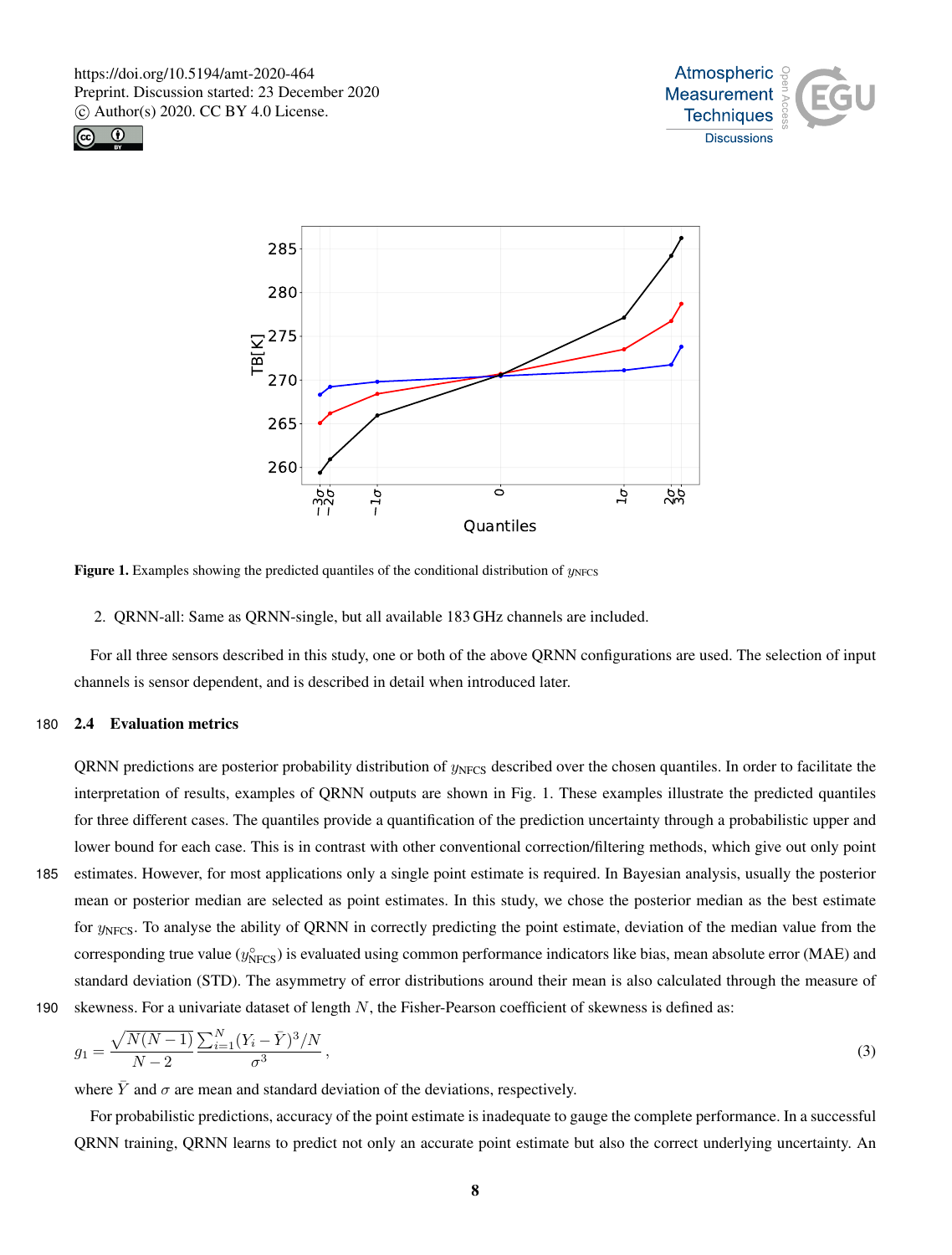Figure 1. Examples showing the predicted quantiles of the conditional distribution of $y_{\mathrm{NFCS}}$

2. QRNN-all: Same as QRNN-single, but all available 183 GHz channels are included.

For all three sensors described in this study, one or both of the above QRNN configurations are used. The selection of input channels is sensor dependent, and is described in detail when introduced later.

## 2.4 Evaluation metrics

QRNN predictions are posterior probability distribution of $y_{\mathrm{NFCS}}$ described over the chosen quantiles. In order to facilitate the interpretation of results, examples of QRNN outputs are shown in Fig. 1. These examples illustrate the predicted quantiles for three different cases. The quantiles provide a quantification of the prediction uncertainty through a probabilistic upper and lower bound for each case. This is in contrast with other conventional correction/filtering methods, which give out only point estimates. However, for most applications only a single point estimate is required. In Bayesian analysis, usually the posterior mean or posterior median are selected as point estimates. In this study, we chose the posterior median as the best estimate for $y_{\mathrm{NFCS}}$. To analyse the ability of QRNN in correctly predicting the point estimate, deviation of the median value from the corresponding true value ($y^{\circ}_{\mathrm{NFCS}}$) is evaluated using common performance indicators like bias, mean absolute error (MAE) and standard deviation (STD). The asymmetry of error distributions around their mean is also calculated through the measure of skewness. For a univariate dataset of length $N$, the Fisher-Pearson coefficient of skewness is defined as:

$$g_1 = \frac{\sqrt{N(N-1)}}{N-2} \frac{\sum_{i=1}^{N}(Y_i - \bar{Y})^3/N}{\sigma^3}, \tag{3}$$

where $\bar{Y}$ and $\sigma$ are mean and standard deviation of the deviations, respectively.

For probabilistic predictions, accuracy of the point estimate is inadequate to gauge the complete performance. In a successful QRNN training, QRNN learns to predict not only an accurate point estimate but also the correct underlying uncertainty. An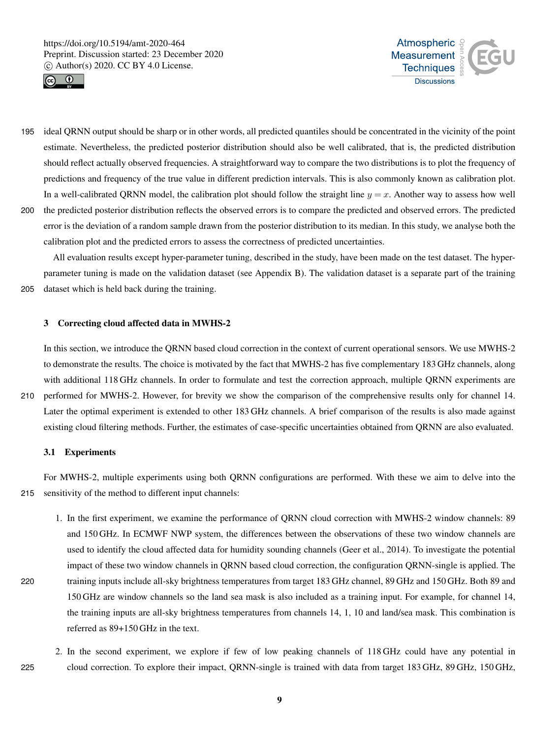ideal QRNN output should be sharp or in other words, all predicted quantiles should be concentrated in the vicinity of the point estimate. Nevertheless, the predicted posterior distribution should also be well calibrated, that is, the predicted distribution should reflect actually observed frequencies. A straightforward way to compare the two distributions is to plot the frequency of predictions and frequency of the true value in different prediction intervals. This is also commonly known as calibration plot. In a well-calibrated QRNN model, the calibration plot should follow the straight line $y = x$. Another way to assess how well the predicted posterior distribution reflects the observed errors is to compare the predicted and observed errors. The predicted error is the deviation of a random sample drawn from the posterior distribution to its median. In this study, we analyse both the calibration plot and the predicted errors to assess the correctness of predicted uncertainties.

All evaluation results except hyper-parameter tuning, described in the study, have been made on the test dataset. The hyper-parameter tuning is made on the validation dataset (see Appendix B). The validation dataset is a separate part of the training dataset which is held back during the training.

## 3 Correcting cloud affected data in MWHS-2

In this section, we introduce the QRNN based cloud correction in the context of current operational sensors. We use MWHS-2 to demonstrate the results. The choice is motivated by the fact that MWHS-2 has five complementary 183 GHz channels, along with additional 118 GHz channels. In order to formulate and test the correction approach, multiple QRNN experiments are performed for MWHS-2. However, for brevity we show the comparison of the comprehensive results only for channel 14. Later the optimal experiment is extended to other 183 GHz channels. A brief comparison of the results is also made against existing cloud filtering methods. Further, the estimates of case-specific uncertainties obtained from QRNN are also evaluated.

### 3.1 Experiments

For MWHS-2, multiple experiments using both QRNN configurations are performed. With these we aim to delve into the sensitivity of the method to different input channels:

1. In the first experiment, we examine the performance of QRNN cloud correction with MWHS-2 window channels: 89 and 150 GHz. In ECMWF NWP system, the differences between the observations of these two window channels are used to identify the cloud affected data for humidity sounding channels (Geer et al., 2014). To investigate the potential impact of these two window channels in QRNN based cloud correction, the configuration QRNN-single is applied. The training inputs include all-sky brightness temperatures from target 183 GHz channel, 89 GHz and 150 GHz. Both 89 and 150 GHz are window channels so the land sea mask is also included as a training input. For example, for channel 14, the training inputs are all-sky brightness temperatures from channels 14, 1, 10 and land/sea mask. This combination is referred as 89+150 GHz in the text.

2. In the second experiment, we explore if few of low peaking channels of 118 GHz could have any potential in cloud correction. To explore their impact, QRNN-single is trained with data from target 183 GHz, 89 GHz, 150 GHz,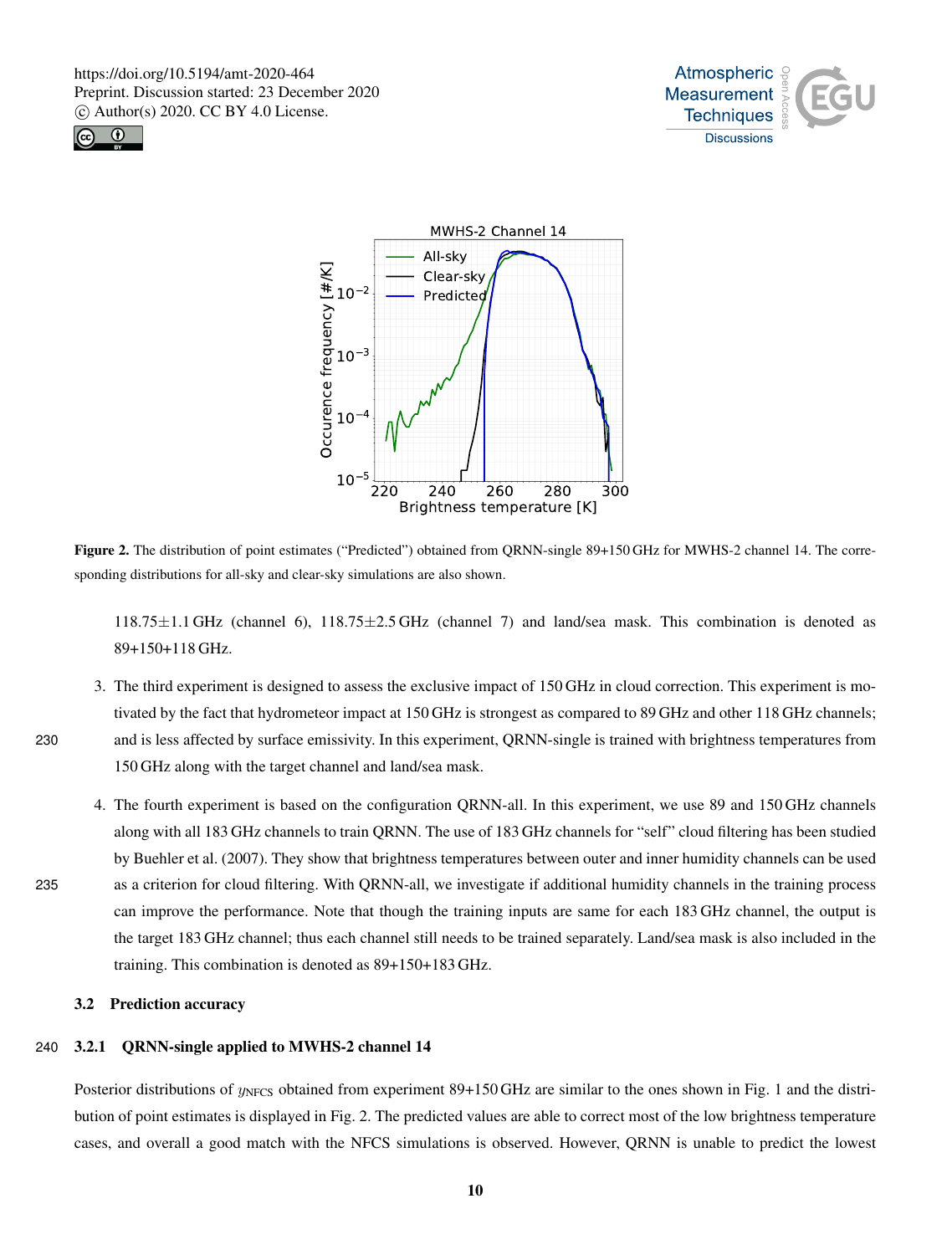**Figure 2.** The distribution of point estimates ("Predicted") obtained from QRNN-single 89+150 GHz for MWHS-2 channel 14. The corresponding distributions for all-sky and clear-sky simulations are also shown.

118.75±1.1 GHz (channel 6), 118.75±2.5 GHz (channel 7) and land/sea mask. This combination is denoted as 89+150+118 GHz.

3. The third experiment is designed to assess the exclusive impact of 150 GHz in cloud correction. This experiment is motivated by the fact that hydrometeor impact at 150 GHz is strongest as compared to 89 GHz and other 118 GHz channels; and is less affected by surface emissivity. In this experiment, QRNN-single is trained with brightness temperatures from 150 GHz along with the target channel and land/sea mask.

4. The fourth experiment is based on the configuration QRNN-all. In this experiment, we use 89 and 150 GHz channels along with all 183 GHz channels to train QRNN. The use of 183 GHz channels for "self" cloud filtering has been studied by Buehler et al. (2007). They show that brightness temperatures between outer and inner humidity channels can be used as a criterion for cloud filtering. With QRNN-all, we investigate if additional humidity channels in the training process can improve the performance. Note that though the training inputs are same for each 183 GHz channel, the output is the target 183 GHz channel; thus each channel still needs to be trained separately. Land/sea mask is also included in the training. This combination is denoted as 89+150+183 GHz.

### 3.2 Prediction accuracy

#### 3.2.1 QRNN-single applied to MWHS-2 channel 14

Posterior distributions of $y_{\mathrm{NFCS}}$ obtained from experiment 89+150 GHz are similar to the ones shown in Fig. 1 and the distribution of point estimates is displayed in Fig. 2. The predicted values are able to correct most of the low brightness temperature cases, and overall a good match with the NFCS simulations is observed. However, QRNN is unable to predict the lowest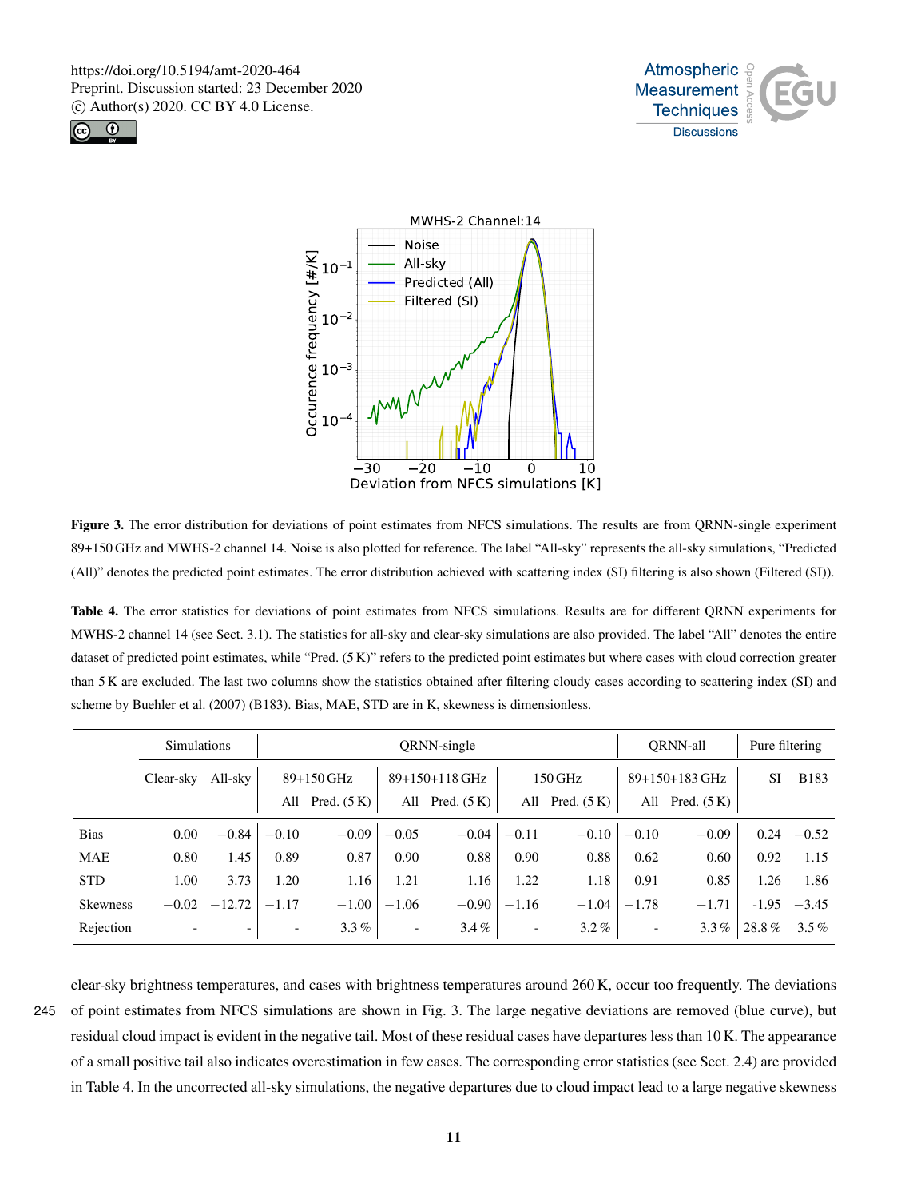**Figure 3.** The error distribution for deviations of point estimates from NFCS simulations. The results are from QRNN-single experiment 89+150 GHz and MWHS-2 channel 14. Noise is also plotted for reference. The label "All-sky" represents the all-sky simulations, "Predicted (All)" denotes the predicted point estimates. The error distribution achieved with scattering index (SI) filtering is also shown (Filtered (SI)).

**Table 4.** The error statistics for deviations of point estimates from NFCS simulations. Results are for different QRNN experiments for MWHS-2 channel 14 (see Sect. 3.1). The statistics for all-sky and clear-sky simulations are also provided. The label "All" denotes the entire dataset of predicted point estimates, while "Pred. (5 K)" refers to the predicted point estimates but where cases with cloud correction greater than 5 K are excluded. The last two columns show the statistics obtained after filtering cloudy cases according to scattering index (SI) and scheme by Buehler et al. (2007) (B183). Bias, MAE, STD are in K, skewness is dimensionless.

| | Simulations | | QRNN-single | | | | | | QRNN-all | | Pure filtering | |
|---|---|---|---|---|---|---|---|---|---|---|---|---|
| | Clear-sky | All-sky | 89+150 GHz | | 89+150+118 GHz | | 150 GHz | | 89+150+183 GHz | | SI | B183 |
| | | | All | Pred. (5 K) | All | Pred. (5 K) | All | Pred. (5 K) | All | Pred. (5 K) | | |
| Bias | 0.00 | −0.84 | −0.10 | −0.09 | −0.05 | −0.04 | −0.11 | −0.10 | −0.10 | −0.09 | 0.24 | −0.52 |
| MAE | 0.80 | 1.45 | 0.89 | 0.87 | 0.90 | 0.88 | 0.90 | 0.88 | 0.62 | 0.60 | 0.92 | 1.15 |
| STD | 1.00 | 3.73 | 1.20 | 1.16 | 1.21 | 1.16 | 1.22 | 1.18 | 0.91 | 0.85 | 1.26 | 1.86 |
| Skewness | −0.02 | −12.72 | −1.17 | −1.00 | −1.06 | −0.90 | −1.16 | −1.04 | −1.78 | −1.71 | -1.95 | −3.45 |
| Rejection | - | - | - | 3.3 % | - | 3.4 % | - | 3.2 % | - | 3.3 % | 28.8 % | 3.5 % |

clear-sky brightness temperatures, and cases with brightness temperatures around 260 K, occur too frequently. The deviations of point estimates from NFCS simulations are shown in Fig. 3. The large negative deviations are removed (blue curve), but residual cloud impact is evident in the negative tail. Most of these residual cases have departures less than 10 K. The appearance of a small positive tail also indicates overestimation in few cases. The corresponding error statistics (see Sect. 2.4) are provided in Table 4. In the uncorrected all-sky simulations, the negative departures due to cloud impact lead to a large negative skewness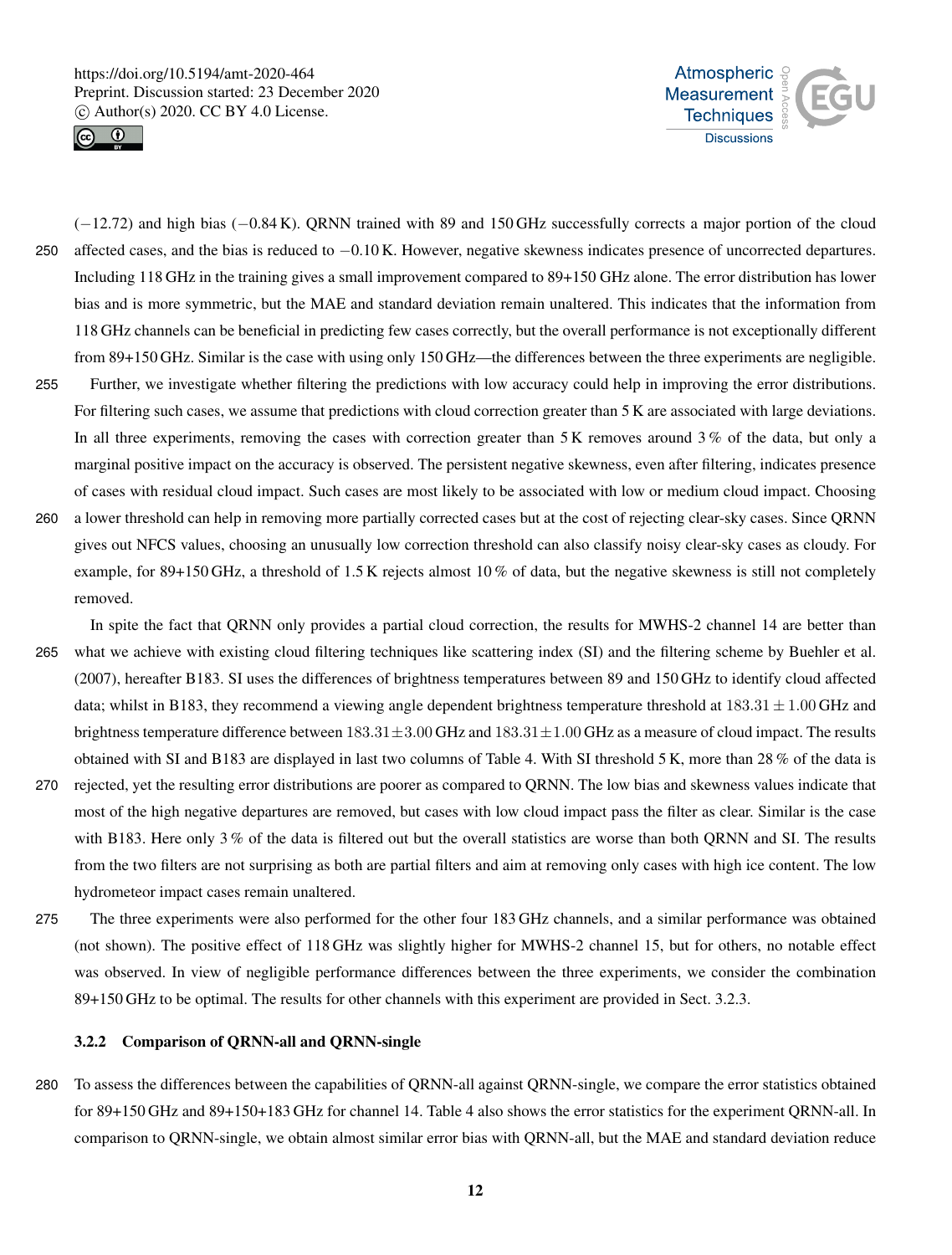(−12.72) and high bias (−0.84 K). QRNN trained with 89 and 150 GHz successfully corrects a major portion of the cloud affected cases, and the bias is reduced to −0.10 K. However, negative skewness indicates presence of uncorrected departures. Including 118 GHz in the training gives a small improvement compared to 89+150 GHz alone. The error distribution has lower bias and is more symmetric, but the MAE and standard deviation remain unaltered. This indicates that the information from 118 GHz channels can be beneficial in predicting few cases correctly, but the overall performance is not exceptionally different from 89+150 GHz. Similar is the case with using only 150 GHz—the differences between the three experiments are negligible.

Further, we investigate whether filtering the predictions with low accuracy could help in improving the error distributions. For filtering such cases, we assume that predictions with cloud correction greater than 5 K are associated with large deviations. In all three experiments, removing the cases with correction greater than 5 K removes around 3 % of the data, but only a marginal positive impact on the accuracy is observed. The persistent negative skewness, even after filtering, indicates presence of cases with residual cloud impact. Such cases are most likely to be associated with low or medium cloud impact. Choosing a lower threshold can help in removing more partially corrected cases but at the cost of rejecting clear-sky cases. Since QRNN gives out NFCS values, choosing an unusually low correction threshold can also classify noisy clear-sky cases as cloudy. For example, for 89+150 GHz, a threshold of 1.5 K rejects almost 10 % of data, but the negative skewness is still not completely removed.

In spite the fact that QRNN only provides a partial cloud correction, the results for MWHS-2 channel 14 are better than what we achieve with existing cloud filtering techniques like scattering index (SI) and the filtering scheme by Buehler et al. (2007), hereafter B183. SI uses the differences of brightness temperatures between 89 and 150 GHz to identify cloud affected data; whilst in B183, they recommend a viewing angle dependent brightness temperature threshold at $183.31 \pm 1.00$ GHz and brightness temperature difference between $183.31 \pm 3.00$ GHz and $183.31 \pm 1.00$ GHz as a measure of cloud impact. The results obtained with SI and B183 are displayed in last two columns of Table 4. With SI threshold 5 K, more than 28 % of the data is rejected, yet the resulting error distributions are poorer as compared to QRNN. The low bias and skewness values indicate that most of the high negative departures are removed, but cases with low cloud impact pass the filter as clear. Similar is the case with B183. Here only 3 % of the data is filtered out but the overall statistics are worse than both QRNN and SI. The results from the two filters are not surprising as both are partial filters and aim at removing only cases with high ice content. The low hydrometeor impact cases remain unaltered.

The three experiments were also performed for the other four 183 GHz channels, and a similar performance was obtained (not shown). The positive effect of 118 GHz was slightly higher for MWHS-2 channel 15, but for others, no notable effect was observed. In view of negligible performance differences between the three experiments, we consider the combination 89+150 GHz to be optimal. The results for other channels with this experiment are provided in Sect. 3.2.3.

### 3.2.2 Comparison of QRNN-all and QRNN-single

To assess the differences between the capabilities of QRNN-all against QRNN-single, we compare the error statistics obtained for 89+150 GHz and 89+150+183 GHz for channel 14. Table 4 also shows the error statistics for the experiment QRNN-all. In comparison to QRNN-single, we obtain almost similar error bias with QRNN-all, but the MAE and standard deviation reduce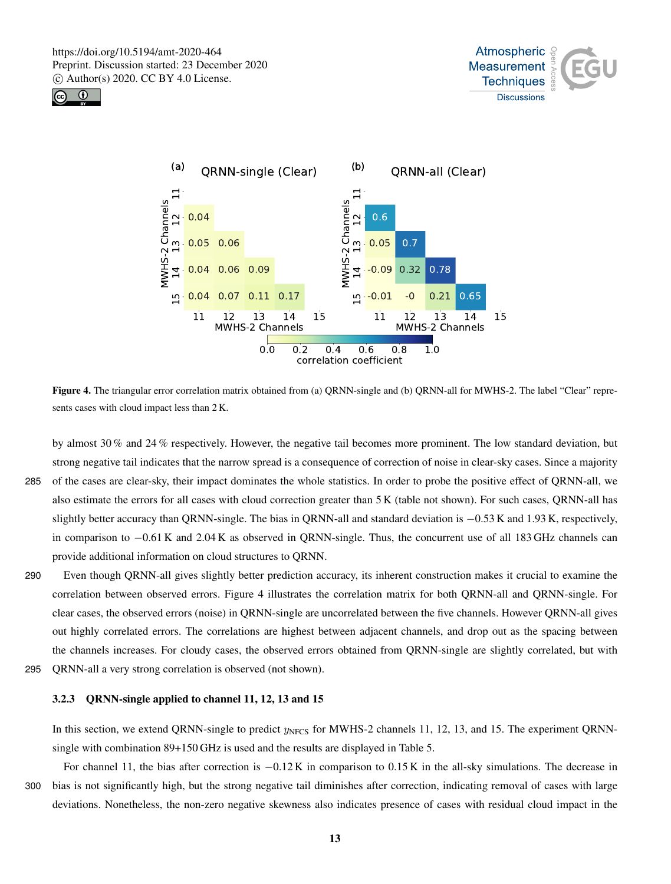**Figure 4.** The triangular error correlation matrix obtained from (a) QRNN-single and (b) QRNN-all for MWHS-2. The label "Clear" represents cases with cloud impact less than 2 K.

by almost 30 % and 24 % respectively. However, the negative tail becomes more prominent. The low standard deviation, but strong negative tail indicates that the narrow spread is a consequence of correction of noise in clear-sky cases. Since a majority of the cases are clear-sky, their impact dominates the whole statistics. In order to probe the positive effect of QRNN-all, we also estimate the errors for all cases with cloud correction greater than 5 K (table not shown). For such cases, QRNN-all has slightly better accuracy than QRNN-single. The bias in QRNN-all and standard deviation is −0.53 K and 1.93 K, respectively, in comparison to −0.61 K and 2.04 K as observed in QRNN-single. Thus, the concurrent use of all 183 GHz channels can provide additional information on cloud structures to QRNN.

Even though QRNN-all gives slightly better prediction accuracy, its inherent construction makes it crucial to examine the correlation between observed errors. Figure 4 illustrates the correlation matrix for both QRNN-all and QRNN-single. For clear cases, the observed errors (noise) in QRNN-single are uncorrelated between the five channels. However QRNN-all gives out highly correlated errors. The correlations are highest between adjacent channels, and drop out as the spacing between the channels increases. For cloudy cases, the observed errors obtained from QRNN-single are slightly correlated, but with QRNN-all a very strong correlation is observed (not shown).

### 3.2.3 QRNN-single applied to channel 11, 12, 13 and 15

In this section, we extend QRNN-single to predict $y_{\mathrm{NFCS}}$ for MWHS-2 channels 11, 12, 13, and 15. The experiment QRNN-single with combination 89+150 GHz is used and the results are displayed in Table 5.

For channel 11, the bias after correction is −0.12 K in comparison to 0.15 K in the all-sky simulations. The decrease in bias is not significantly high, but the strong negative tail diminishes after correction, indicating removal of cases with large deviations. Nonetheless, the non-zero negative skewness also indicates presence of cases with residual cloud impact in the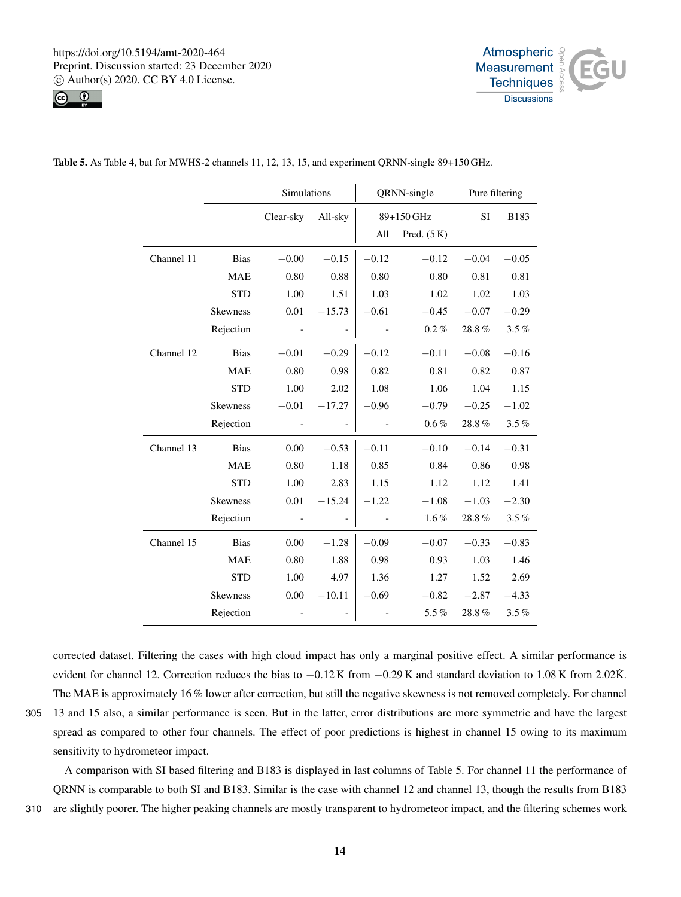**Table 5.** As Table 4, but for MWHS-2 channels 11, 12, 13, 15, and experiment QRNN-single 89+150 GHz.

| | | Simulations | | QRNN-single | | Pure filtering | |
|---|---|---|---|---|---|---|---|
| | | Clear-sky | All-sky | 89+150 GHz | | SI | B183 |
| | | | | All | Pred. (5 K) | | |
| Channel 11 | Bias | −0.00 | −0.15 | −0.12 | −0.12 | −0.04 | −0.05 |
| | MAE | 0.80 | 0.88 | 0.80 | 0.80 | 0.81 | 0.81 |
| | STD | 1.00 | 1.51 | 1.03 | 1.02 | 1.02 | 1.03 |
| | Skewness | 0.01 | −15.73 | −0.61 | −0.45 | −0.07 | −0.29 |
| | Rejection | - | - | - | 0.2 % | 28.8 % | 3.5 % |
| Channel 12 | Bias | −0.01 | −0.29 | −0.12 | −0.11 | −0.08 | −0.16 |
| | MAE | 0.80 | 0.98 | 0.82 | 0.81 | 0.82 | 0.87 |
| | STD | 1.00 | 2.02 | 1.08 | 1.06 | 1.04 | 1.15 |
| | Skewness | −0.01 | −17.27 | −0.96 | −0.79 | −0.25 | −1.02 |
| | Rejection | - | - | - | 0.6 % | 28.8 % | 3.5 % |
| Channel 13 | Bias | 0.00 | −0.53 | −0.11 | −0.10 | −0.14 | −0.31 |
| | MAE | 0.80 | 1.18 | 0.85 | 0.84 | 0.86 | 0.98 |
| | STD | 1.00 | 2.83 | 1.15 | 1.12 | 1.12 | 1.41 |
| | Skewness | 0.01 | −15.24 | −1.22 | −1.08 | −1.03 | −2.30 |
| | Rejection | - | - | - | 1.6 % | 28.8 % | 3.5 % |
| Channel 15 | Bias | 0.00 | −1.28 | −0.09 | −0.07 | −0.33 | −0.83 |
| | MAE | 0.80 | 1.88 | 0.98 | 0.93 | 1.03 | 1.46 |
| | STD | 1.00 | 4.97 | 1.36 | 1.27 | 1.52 | 2.69 |
| | Skewness | 0.00 | −10.11 | −0.69 | −0.82 | −2.87 | −4.33 |
| | Rejection | - | - | - | 5.5 % | 28.8 % | 3.5 % |

corrected dataset. Filtering the cases with high cloud impact has only a marginal positive effect. A similar performance is evident for channel 12. Correction reduces the bias to −0.12 K from −0.29 K and standard deviation to 1.08 K from 2.02K̇. The MAE is approximately 16 % lower after correction, but still the negative skewness is not removed completely. For channel 13 and 15 also, a similar performance is seen. But in the latter, error distributions are more symmetric and have the largest spread as compared to other four channels. The effect of poor predictions is highest in channel 15 owing to its maximum sensitivity to hydrometeor impact.

A comparison with SI based filtering and B183 is displayed in last columns of Table 5. For channel 11 the performance of QRNN is comparable to both SI and B183. Similar is the case with channel 12 and channel 13, though the results from B183 are slightly poorer. The higher peaking channels are mostly transparent to hydrometeor impact, and the filtering schemes work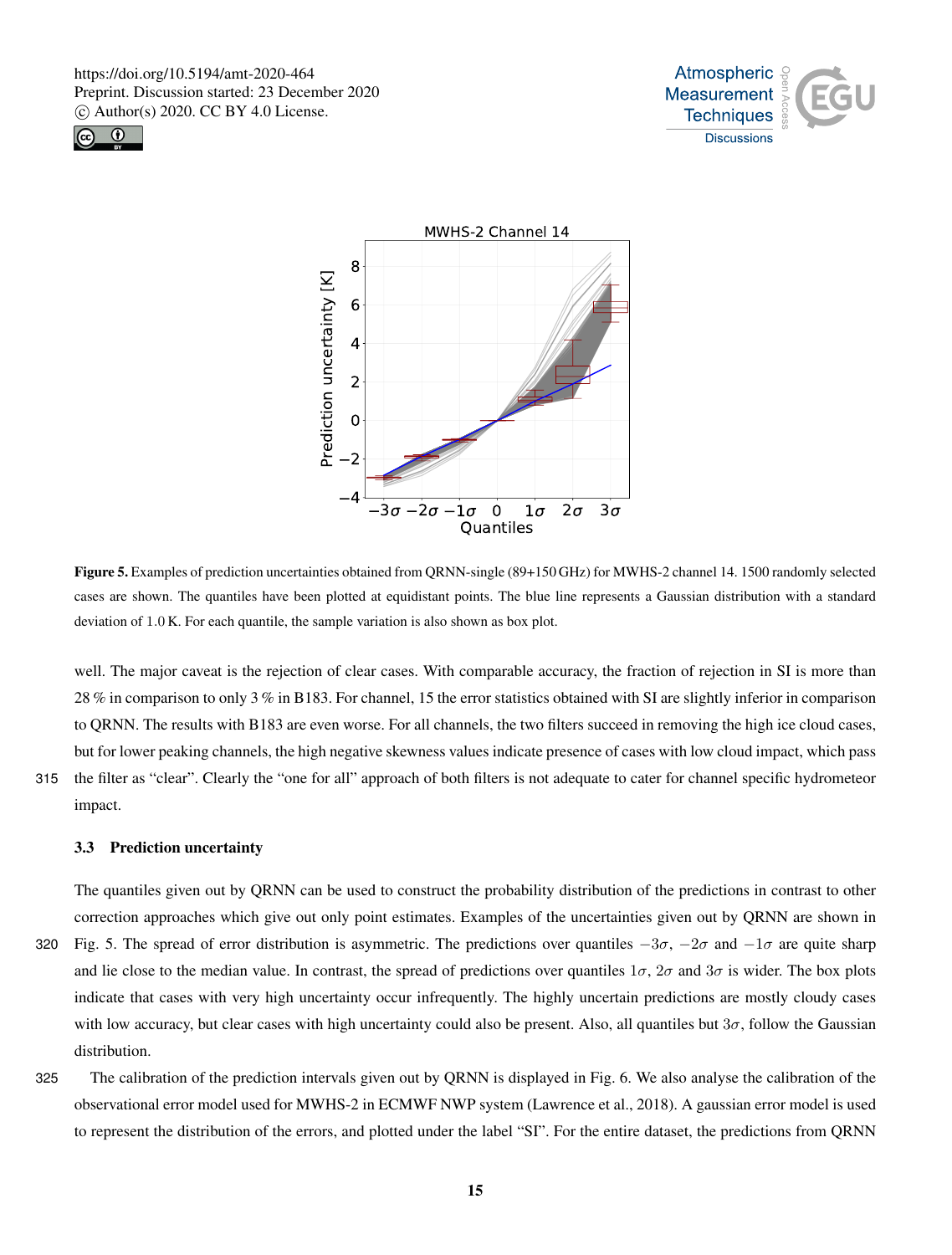Figure 5. Examples of prediction uncertainties obtained from QRNN-single (89+150 GHz) for MWHS-2 channel 14. 1500 randomly selected cases are shown. The quantiles have been plotted at equidistant points. The blue line represents a Gaussian distribution with a standard deviation of 1.0 K. For each quantile, the sample variation is also shown as box plot.

well. The major caveat is the rejection of clear cases. With comparable accuracy, the fraction of rejection in SI is more than 28 % in comparison to only 3 % in B183. For channel, 15 the error statistics obtained with SI are slightly inferior in comparison to QRNN. The results with B183 are even worse. For all channels, the two filters succeed in removing the high ice cloud cases, but for lower peaking channels, the high negative skewness values indicate presence of cases with low cloud impact, which pass the filter as "clear". Clearly the "one for all" approach of both filters is not adequate to cater for channel specific hydrometeor impact.

### 3.3 Prediction uncertainty

The quantiles given out by QRNN can be used to construct the probability distribution of the predictions in contrast to other correction approaches which give out only point estimates. Examples of the uncertainties given out by QRNN are shown in Fig. 5. The spread of error distribution is asymmetric. The predictions over quantiles $-3\sigma$, $-2\sigma$ and $-1\sigma$ are quite sharp and lie close to the median value. In contrast, the spread of predictions over quantiles $1\sigma$, $2\sigma$ and $3\sigma$ is wider. The box plots indicate that cases with very high uncertainty occur infrequently. The highly uncertain predictions are mostly cloudy cases with low accuracy, but clear cases with high uncertainty could also be present. Also, all quantiles but $3\sigma$, follow the Gaussian distribution.

The calibration of the prediction intervals given out by QRNN is displayed in Fig. 6. We also analyse the calibration of the observational error model used for MWHS-2 in ECMWF NWP system (Lawrence et al., 2018). A gaussian error model is used to represent the distribution of the errors, and plotted under the label "SI". For the entire dataset, the predictions from QRNN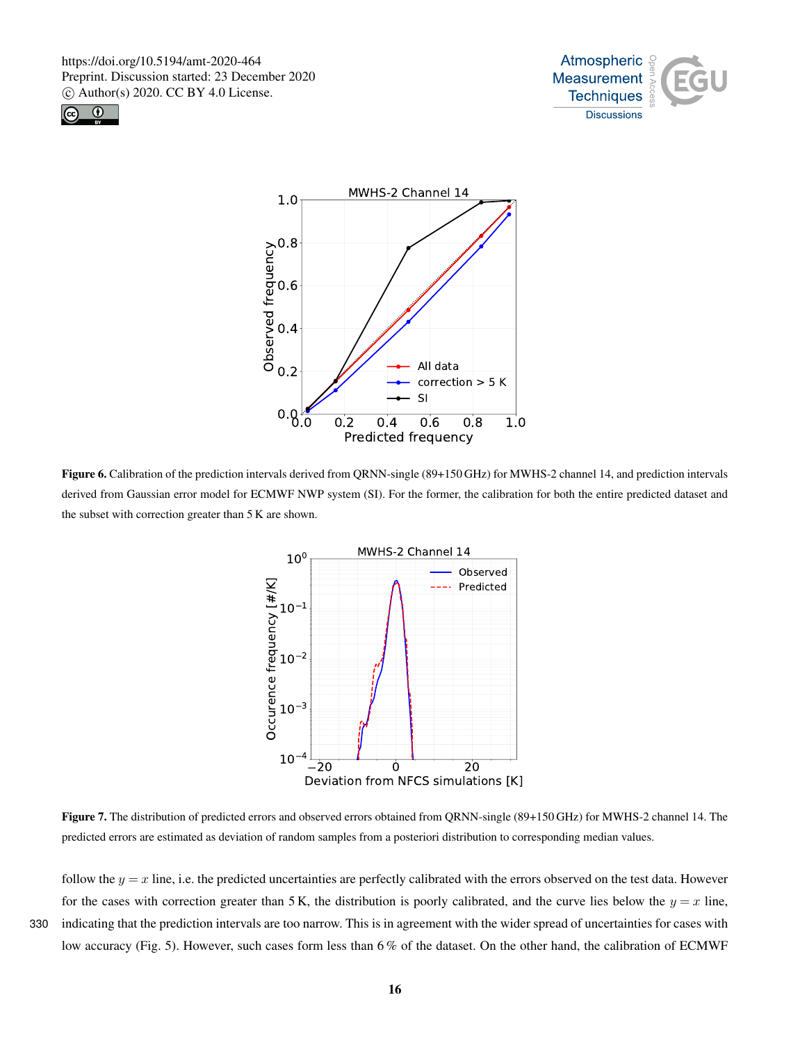**Figure 6.** Calibration of the prediction intervals derived from QRNN-single (89+150 GHz) for MWHS-2 channel 14, and prediction intervals derived from Gaussian error model for ECMWF NWP system (SI). For the former, the calibration for both the entire predicted dataset and the subset with correction greater than 5 K are shown.

**Figure 7.** The distribution of predicted errors and observed errors obtained from QRNN-single (89+150 GHz) for MWHS-2 channel 14. The predicted errors are estimated as deviation of random samples from a posteriori distribution to corresponding median values.

follow the $y = x$ line, i.e. the predicted uncertainties are perfectly calibrated with the errors observed on the test data. However for the cases with correction greater than 5 K, the distribution is poorly calibrated, and the curve lies below the $y = x$ line, indicating that the prediction intervals are too narrow. This is in agreement with the wider spread of uncertainties for cases with low accuracy (Fig. 5). However, such cases form less than 6 % of the dataset. On the other hand, the calibration of ECMWF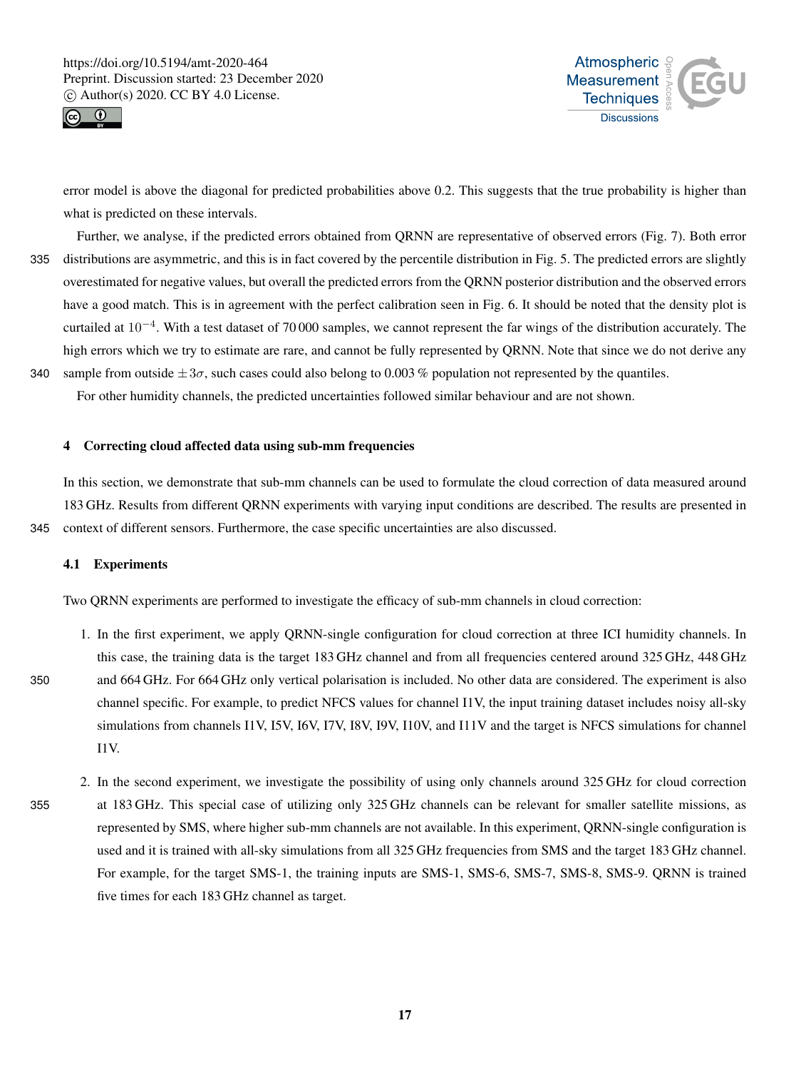error model is above the diagonal for predicted probabilities above 0.2. This suggests that the true probability is higher than what is predicted on these intervals.

Further, we analyse, if the predicted errors obtained from QRNN are representative of observed errors (Fig. 7). Both error distributions are asymmetric, and this is in fact covered by the percentile distribution in Fig. 5. The predicted errors are slightly overestimated for negative values, but overall the predicted errors from the QRNN posterior distribution and the observed errors have a good match. This is in agreement with the perfect calibration seen in Fig. 6. It should be noted that the density plot is curtailed at $10^{-4}$. With a test dataset of 70 000 samples, we cannot represent the far wings of the distribution accurately. The high errors which we try to estimate are rare, and cannot be fully represented by QRNN. Note that since we do not derive any sample from outside $\pm 3\sigma$, such cases could also belong to 0.003 % population not represented by the quantiles.

For other humidity channels, the predicted uncertainties followed similar behaviour and are not shown.

## 4 Correcting cloud affected data using sub-mm frequencies

In this section, we demonstrate that sub-mm channels can be used to formulate the cloud correction of data measured around 183 GHz. Results from different QRNN experiments with varying input conditions are described. The results are presented in context of different sensors. Furthermore, the case specific uncertainties are also discussed.

### 4.1 Experiments

Two QRNN experiments are performed to investigate the efficacy of sub-mm channels in cloud correction:

1. In the first experiment, we apply QRNN-single configuration for cloud correction at three ICI humidity channels. In this case, the training data is the target 183 GHz channel and from all frequencies centered around 325 GHz, 448 GHz and 664 GHz. For 664 GHz only vertical polarisation is included. No other data are considered. The experiment is also channel specific. For example, to predict NFCS values for channel I1V, the input training dataset includes noisy all-sky simulations from channels I1V, I5V, I6V, I7V, I8V, I9V, I10V, and I11V and the target is NFCS simulations for channel I1V.

2. In the second experiment, we investigate the possibility of using only channels around 325 GHz for cloud correction at 183 GHz. This special case of utilizing only 325 GHz channels can be relevant for smaller satellite missions, as represented by SMS, where higher sub-mm channels are not available. In this experiment, QRNN-single configuration is used and it is trained with all-sky simulations from all 325 GHz frequencies from SMS and the target 183 GHz channel. For example, for the target SMS-1, the training inputs are SMS-1, SMS-6, SMS-7, SMS-8, SMS-9. QRNN is trained five times for each 183 GHz channel as target.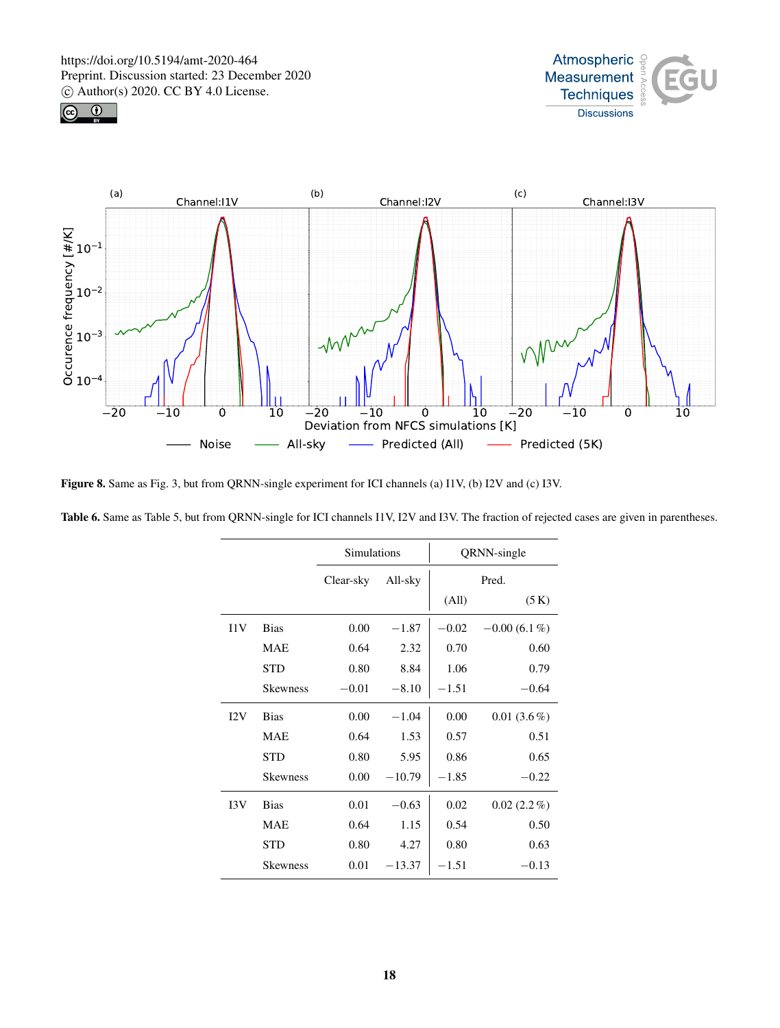**Figure 8.** Same as Fig. 3, but from QRNN-single experiment for ICI channels (a) I1V, (b) I2V and (c) I3V.

**Table 6.** Same as Table 5, but from QRNN-single for ICI channels I1V, I2V and I3V. The fraction of rejected cases are given in parentheses.

| | | Simulations | | QRNN-single | |
|---|---|---|---|---|---|
| | | Clear-sky | All-sky | Pred. | |
| | | | | (All) | (5 K) |
| I1V | Bias | 0.00 | −1.87 | −0.02 | −0.00 (6.1 %) |
| | MAE | 0.64 | 2.32 | 0.70 | 0.60 |
| | STD | 0.80 | 8.84 | 1.06 | 0.79 |
| | Skewness | −0.01 | −8.10 | −1.51 | −0.64 |
| I2V | Bias | 0.00 | −1.04 | 0.00 | 0.01 (3.6 %) |
| | MAE | 0.64 | 1.53 | 0.57 | 0.51 |
| | STD | 0.80 | 5.95 | 0.86 | 0.65 |
| | Skewness | 0.00 | −10.79 | −1.85 | −0.22 |
| I3V | Bias | 0.01 | −0.63 | 0.02 | 0.02 (2.2 %) |
| | MAE | 0.64 | 1.15 | 0.54 | 0.50 |
| | STD | 0.80 | 4.27 | 0.80 | 0.63 |
| | Skewness | 0.01 | −13.37 | −1.51 | −0.13 |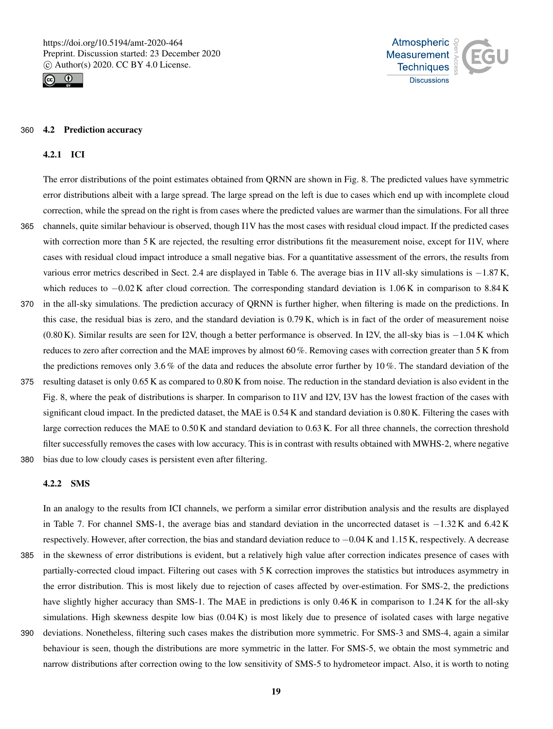### 4.2 Prediction accuracy

#### 4.2.1 ICI

The error distributions of the point estimates obtained from QRNN are shown in Fig. 8. The predicted values have symmetric error distributions albeit with a large spread. The large spread on the left is due to cases which end up with incomplete cloud correction, while the spread on the right is from cases where the predicted values are warmer than the simulations. For all three channels, quite similar behaviour is observed, though I1V has the most cases with residual cloud impact. If the predicted cases with correction more than 5 K are rejected, the resulting error distributions fit the measurement noise, except for I1V, where cases with residual cloud impact introduce a small negative bias. For a quantitative assessment of the errors, the results from various error metrics described in Sect. 2.4 are displayed in Table 6. The average bias in I1V all-sky simulations is −1.87 K, which reduces to −0.02 K after cloud correction. The corresponding standard deviation is 1.06 K in comparison to 8.84 K in the all-sky simulations. The prediction accuracy of QRNN is further higher, when filtering is made on the predictions. In this case, the residual bias is zero, and the standard deviation is 0.79 K, which is in fact of the order of measurement noise (0.80 K). Similar results are seen for I2V, though a better performance is observed. In I2V, the all-sky bias is −1.04 K which reduces to zero after correction and the MAE improves by almost 60 %. Removing cases with correction greater than 5 K from the predictions removes only 3.6 % of the data and reduces the absolute error further by 10 %. The standard deviation of the resulting dataset is only 0.65 K as compared to 0.80 K from noise. The reduction in the standard deviation is also evident in the Fig. 8, where the peak of distributions is sharper. In comparison to I1V and I2V, I3V has the lowest fraction of the cases with significant cloud impact. In the predicted dataset, the MAE is 0.54 K and standard deviation is 0.80 K. Filtering the cases with large correction reduces the MAE to 0.50 K and standard deviation to 0.63 K. For all three channels, the correction threshold filter successfully removes the cases with low accuracy. This is in contrast with results obtained with MWHS-2, where negative bias due to low cloudy cases is persistent even after filtering.

#### 4.2.2 SMS

In an analogy to the results from ICI channels, we perform a similar error distribution analysis and the results are displayed in Table 7. For channel SMS-1, the average bias and standard deviation in the uncorrected dataset is −1.32 K and 6.42 K respectively. However, after correction, the bias and standard deviation reduce to −0.04 K and 1.15 K, respectively. A decrease in the skewness of error distributions is evident, but a relatively high value after correction indicates presence of cases with partially-corrected cloud impact. Filtering out cases with 5 K correction improves the statistics but introduces asymmetry in the error distribution. This is most likely due to rejection of cases affected by over-estimation. For SMS-2, the predictions have slightly higher accuracy than SMS-1. The MAE in predictions is only 0.46 K in comparison to 1.24 K for the all-sky simulations. High skewness despite low bias (0.04 K) is most likely due to presence of isolated cases with large negative deviations. Nonetheless, filtering such cases makes the distribution more symmetric. For SMS-3 and SMS-4, again a similar behaviour is seen, though the distributions are more symmetric in the latter. For SMS-5, we obtain the most symmetric and narrow distributions after correction owing to the low sensitivity of SMS-5 to hydrometeor impact. Also, it is worth to noting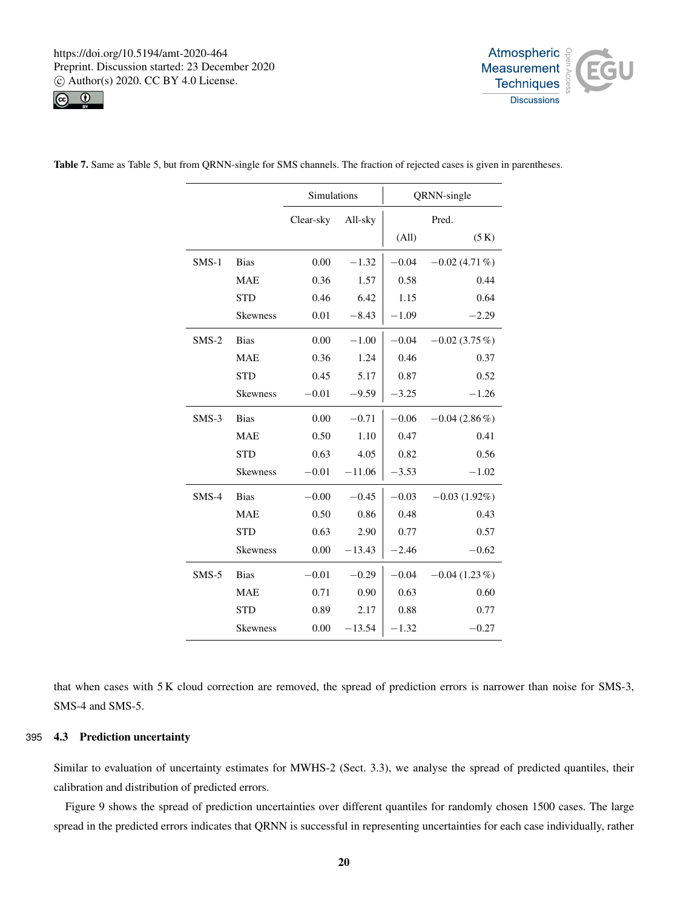**Table 7.** Same as Table 5, but from QRNN-single for SMS channels. The fraction of rejected cases is given in parentheses.

| | | Simulations | | QRNN-single | |
|---|---|---|---|---|---|
| | | Clear-sky | All-sky | Pred. | |
| | | | | (All) | (5 K) |
| SMS-1 | Bias | 0.00 | −1.32 | −0.04 | −0.02 (4.71 %) |
| | MAE | 0.36 | 1.57 | 0.58 | 0.44 |
| | STD | 0.46 | 6.42 | 1.15 | 0.64 |
| | Skewness | 0.01 | −8.43 | −1.09 | −2.29 |
| SMS-2 | Bias | 0.00 | −1.00 | −0.04 | −0.02 (3.75 %) |
| | MAE | 0.36 | 1.24 | 0.46 | 0.37 |
| | STD | 0.45 | 5.17 | 0.87 | 0.52 |
| | Skewness | −0.01 | −9.59 | −3.25 | −1.26 |
| SMS-3 | Bias | 0.00 | −0.71 | −0.06 | −0.04 (2.86 %) |
| | MAE | 0.50 | 1.10 | 0.47 | 0.41 |
| | STD | 0.63 | 4.05 | 0.82 | 0.56 |
| | Skewness | −0.01 | −11.06 | −3.53 | −1.02 |
| SMS-4 | Bias | −0.00 | −0.45 | −0.03 | −0.03 (1.92%) |
| | MAE | 0.50 | 0.86 | 0.48 | 0.43 |
| | STD | 0.63 | 2.90 | 0.77 | 0.57 |
| | Skewness | 0.00 | −13.43 | −2.46 | −0.62 |
| SMS-5 | Bias | −0.01 | −0.29 | −0.04 | −0.04 (1.23 %) |
| | MAE | 0.71 | 0.90 | 0.63 | 0.60 |
| | STD | 0.89 | 2.17 | 0.88 | 0.77 |
| | Skewness | 0.00 | −13.54 | −1.32 | −0.27 |

that when cases with 5 K cloud correction are removed, the spread of prediction errors is narrower than noise for SMS-3, SMS-4 and SMS-5.

### 4.3 Prediction uncertainty

Similar to evaluation of uncertainty estimates for MWHS-2 (Sect. 3.3), we analyse the spread of predicted quantiles, their calibration and distribution of predicted errors.

Figure 9 shows the spread of prediction uncertainties over different quantiles for randomly chosen 1500 cases. The large spread in the predicted errors indicates that QRNN is successful in representing uncertainties for each case individually, rather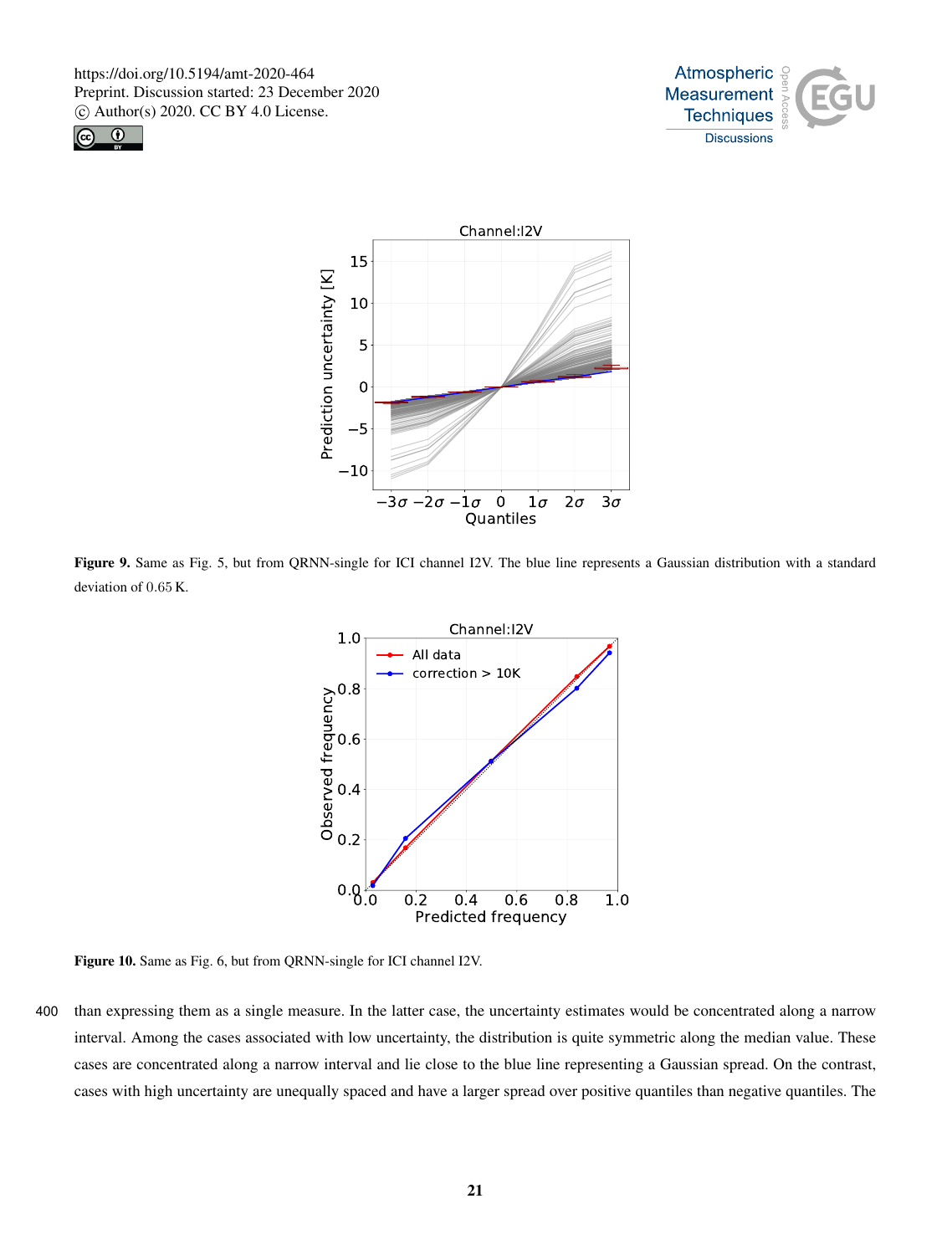**Figure 9.** Same as Fig. 5, but from QRNN-single for ICI channel I2V. The blue line represents a Gaussian distribution with a standard deviation of 0.65 K.

**Figure 10.** Same as Fig. 6, but from QRNN-single for ICI channel I2V.

than expressing them as a single measure. In the latter case, the uncertainty estimates would be concentrated along a narrow interval. Among the cases associated with low uncertainty, the distribution is quite symmetric along the median value. These cases are concentrated along a narrow interval and lie close to the blue line representing a Gaussian spread. On the contrast, cases with high uncertainty are unequally spaced and have a larger spread over positive quantiles than negative quantiles. The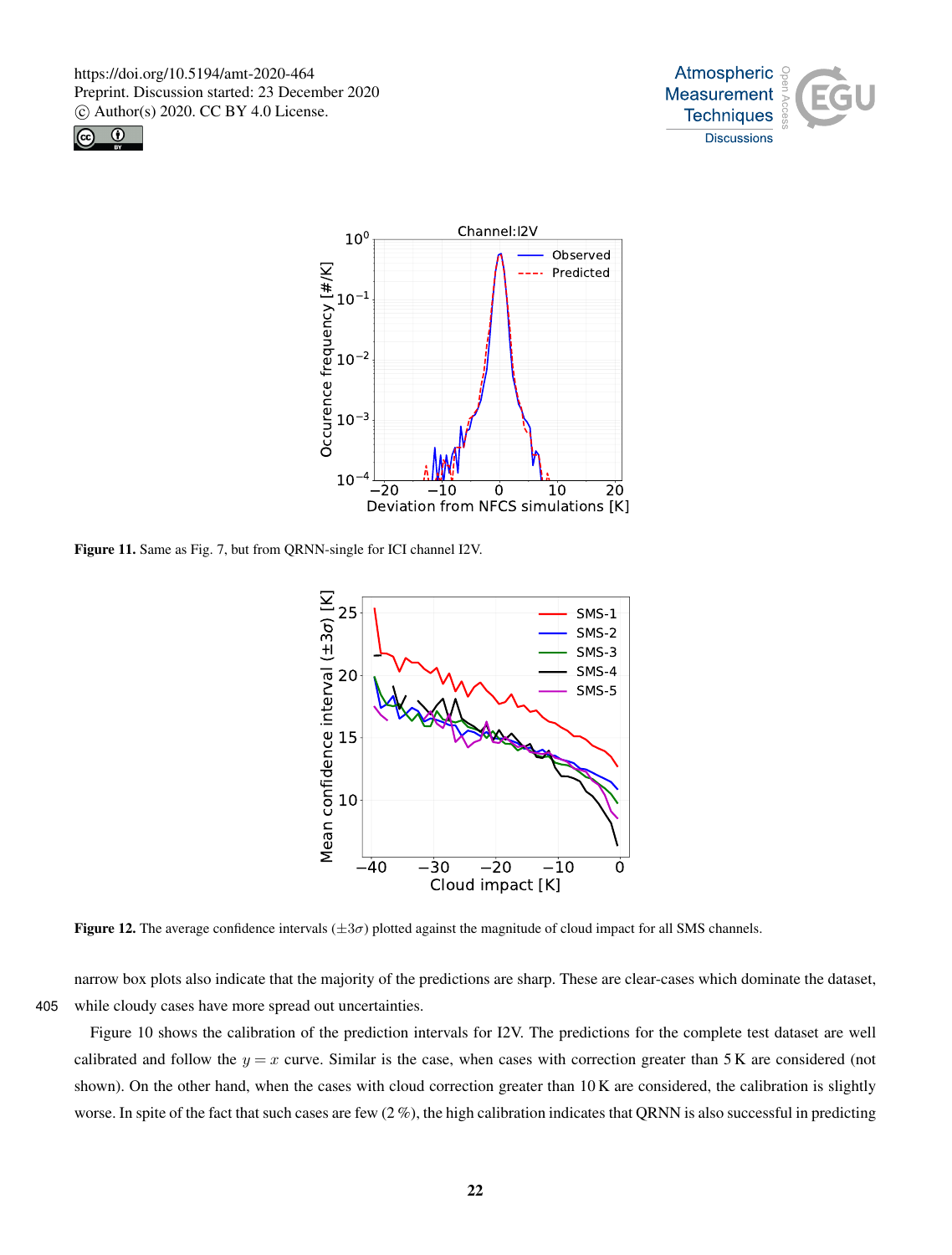Figure 11. Same as Fig. 7, but from QRNN-single for ICI channel I2V.

Figure 12. The average confidence intervals ($\pm 3\sigma$) plotted against the magnitude of cloud impact for all SMS channels.

narrow box plots also indicate that the majority of the predictions are sharp. These are clear-cases which dominate the dataset, while cloudy cases have more spread out uncertainties.

Figure 10 shows the calibration of the prediction intervals for I2V. The predictions for the complete test dataset are well calibrated and follow the $y = x$ curve. Similar is the case, when cases with correction greater than 5 K are considered (not shown). On the other hand, when the cases with cloud correction greater than 10 K are considered, the calibration is slightly worse. In spite of the fact that such cases are few (2 %), the high calibration indicates that QRNN is also successful in predicting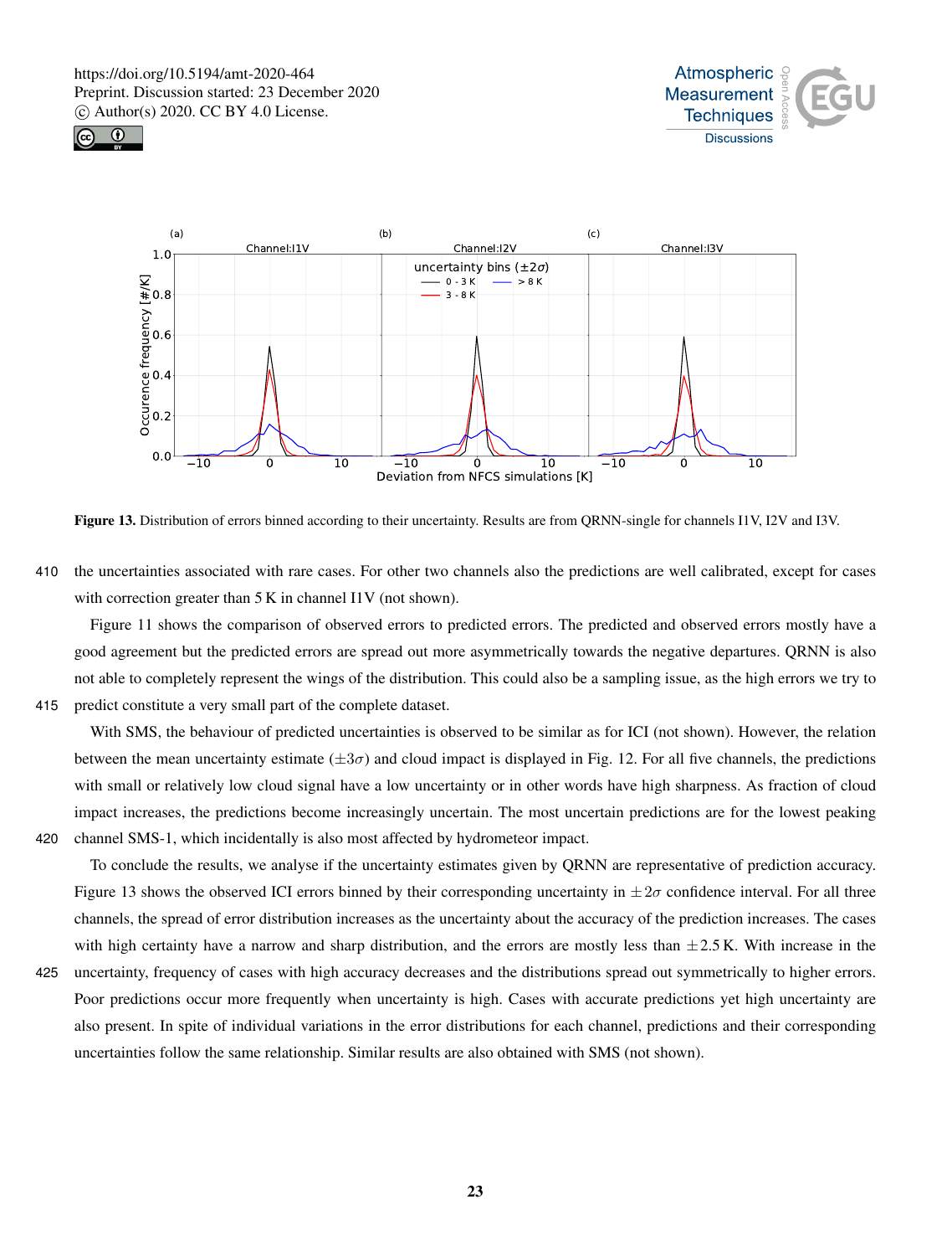**Figure 13.** Distribution of errors binned according to their uncertainty. Results are from QRNN-single for channels I1V, I2V and I3V.

the uncertainties associated with rare cases. For other two channels also the predictions are well calibrated, except for cases with correction greater than 5 K in channel I1V (not shown).

Figure 11 shows the comparison of observed errors to predicted errors. The predicted and observed errors mostly have a good agreement but the predicted errors are spread out more asymmetrically towards the negative departures. QRNN is also not able to completely represent the wings of the distribution. This could also be a sampling issue, as the high errors we try to predict constitute a very small part of the complete dataset.

With SMS, the behaviour of predicted uncertainties is observed to be similar as for ICI (not shown). However, the relation between the mean uncertainty estimate ($\pm 3\sigma$) and cloud impact is displayed in Fig. 12. For all five channels, the predictions with small or relatively low cloud signal have a low uncertainty or in other words have high sharpness. As fraction of cloud impact increases, the predictions become increasingly uncertain. The most uncertain predictions are for the lowest peaking channel SMS-1, which incidentally is also most affected by hydrometeor impact.

To conclude the results, we analyse if the uncertainty estimates given by QRNN are representative of prediction accuracy. Figure 13 shows the observed ICI errors binned by their corresponding uncertainty in $\pm 2\sigma$ confidence interval. For all three channels, the spread of error distribution increases as the uncertainty about the accuracy of the prediction increases. The cases with high certainty have a narrow and sharp distribution, and the errors are mostly less than $\pm 2.5$ K. With increase in the uncertainty, frequency of cases with high accuracy decreases and the distributions spread out symmetrically to higher errors. Poor predictions occur more frequently when uncertainty is high. Cases with accurate predictions yet high uncertainty are also present. In spite of individual variations in the error distributions for each channel, predictions and their corresponding uncertainties follow the same relationship. Similar results are also obtained with SMS (not shown).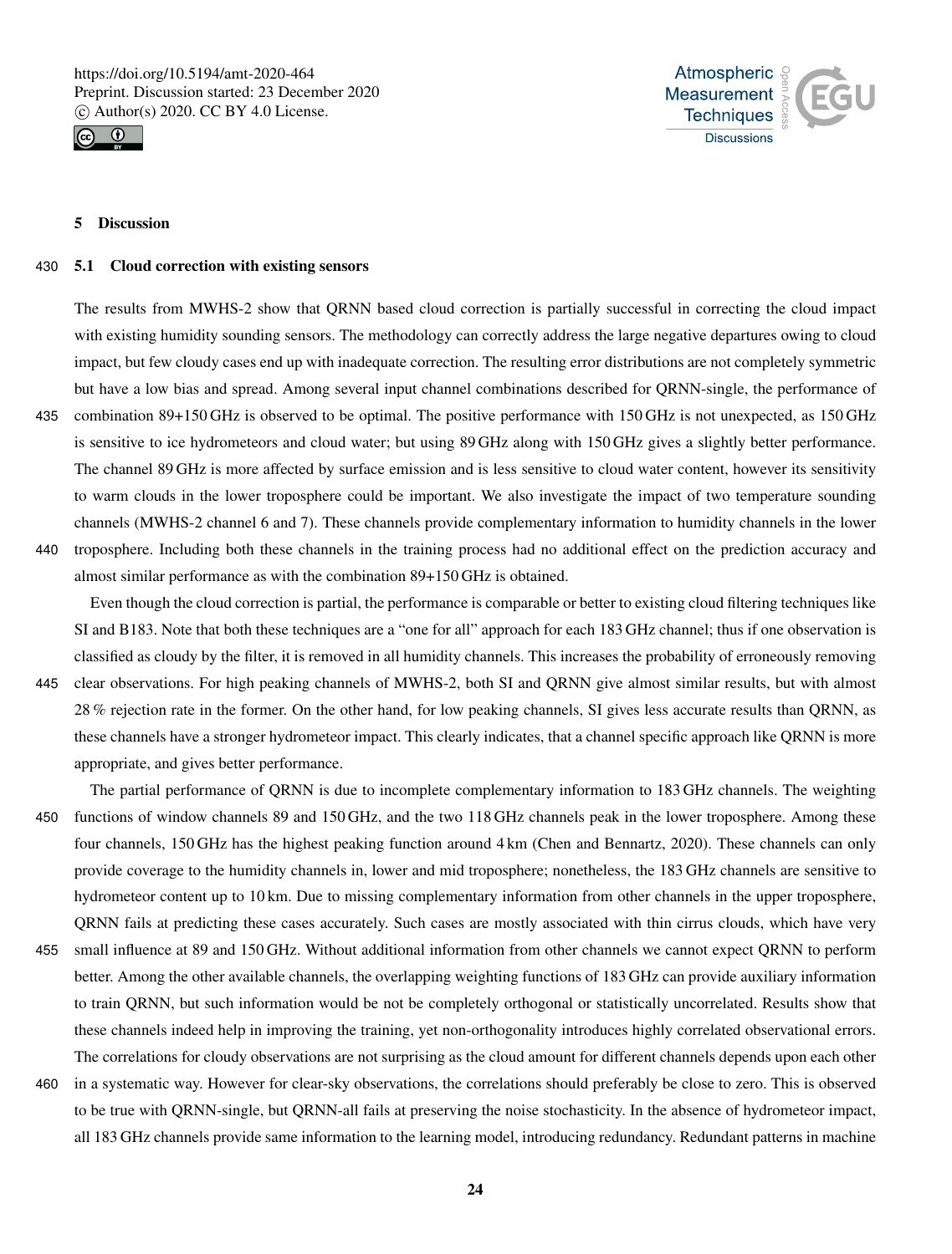# 5 Discussion

## 5.1 Cloud correction with existing sensors

The results from MWHS-2 show that QRNN based cloud correction is partially successful in correcting the cloud impact with existing humidity sounding sensors. The methodology can correctly address the large negative departures owing to cloud impact, but few cloudy cases end up with inadequate correction. The resulting error distributions are not completely symmetric but have a low bias and spread. Among several input channel combinations described for QRNN-single, the performance of combination 89+150 GHz is observed to be optimal. The positive performance with 150 GHz is not unexpected, as 150 GHz is sensitive to ice hydrometeors and cloud water; but using 89 GHz along with 150 GHz gives a slightly better performance. The channel 89 GHz is more affected by surface emission and is less sensitive to cloud water content, however its sensitivity to warm clouds in the lower troposphere could be important. We also investigate the impact of two temperature sounding channels (MWHS-2 channel 6 and 7). These channels provide complementary information to humidity channels in the lower troposphere. Including both these channels in the training process had no additional effect on the prediction accuracy and almost similar performance as with the combination 89+150 GHz is obtained.

Even though the cloud correction is partial, the performance is comparable or better to existing cloud filtering techniques like SI and B183. Note that both these techniques are a "one for all" approach for each 183 GHz channel; thus if one observation is classified as cloudy by the filter, it is removed in all humidity channels. This increases the probability of erroneously removing clear observations. For high peaking channels of MWHS-2, both SI and QRNN give almost similar results, but with almost 28 % rejection rate in the former. On the other hand, for low peaking channels, SI gives less accurate results than QRNN, as these channels have a stronger hydrometeor impact. This clearly indicates, that a channel specific approach like QRNN is more appropriate, and gives better performance.

The partial performance of QRNN is due to incomplete complementary information to 183 GHz channels. The weighting functions of window channels 89 and 150 GHz, and the two 118 GHz channels peak in the lower troposphere. Among these four channels, 150 GHz has the highest peaking function around 4 km (Chen and Bennartz, 2020). These channels can only provide coverage to the humidity channels in, lower and mid troposphere; nonetheless, the 183 GHz channels are sensitive to hydrometeor content up to 10 km. Due to missing complementary information from other channels in the upper troposphere, QRNN fails at predicting these cases accurately. Such cases are mostly associated with thin cirrus clouds, which have very small influence at 89 and 150 GHz. Without additional information from other channels we cannot expect QRNN to perform better. Among the other available channels, the overlapping weighting functions of 183 GHz can provide auxiliary information to train QRNN, but such information would be not be completely orthogonal or statistically uncorrelated. Results show that these channels indeed help in improving the training, yet non-orthogonality introduces highly correlated observational errors. The correlations for cloudy observations are not surprising as the cloud amount for different channels depends upon each other in a systematic way. However for clear-sky observations, the correlations should preferably be close to zero. This is observed to be true with QRNN-single, but QRNN-all fails at preserving the noise stochasticity. In the absence of hydrometeor impact, all 183 GHz channels provide same information to the learning model, introducing redundancy. Redundant patterns in machine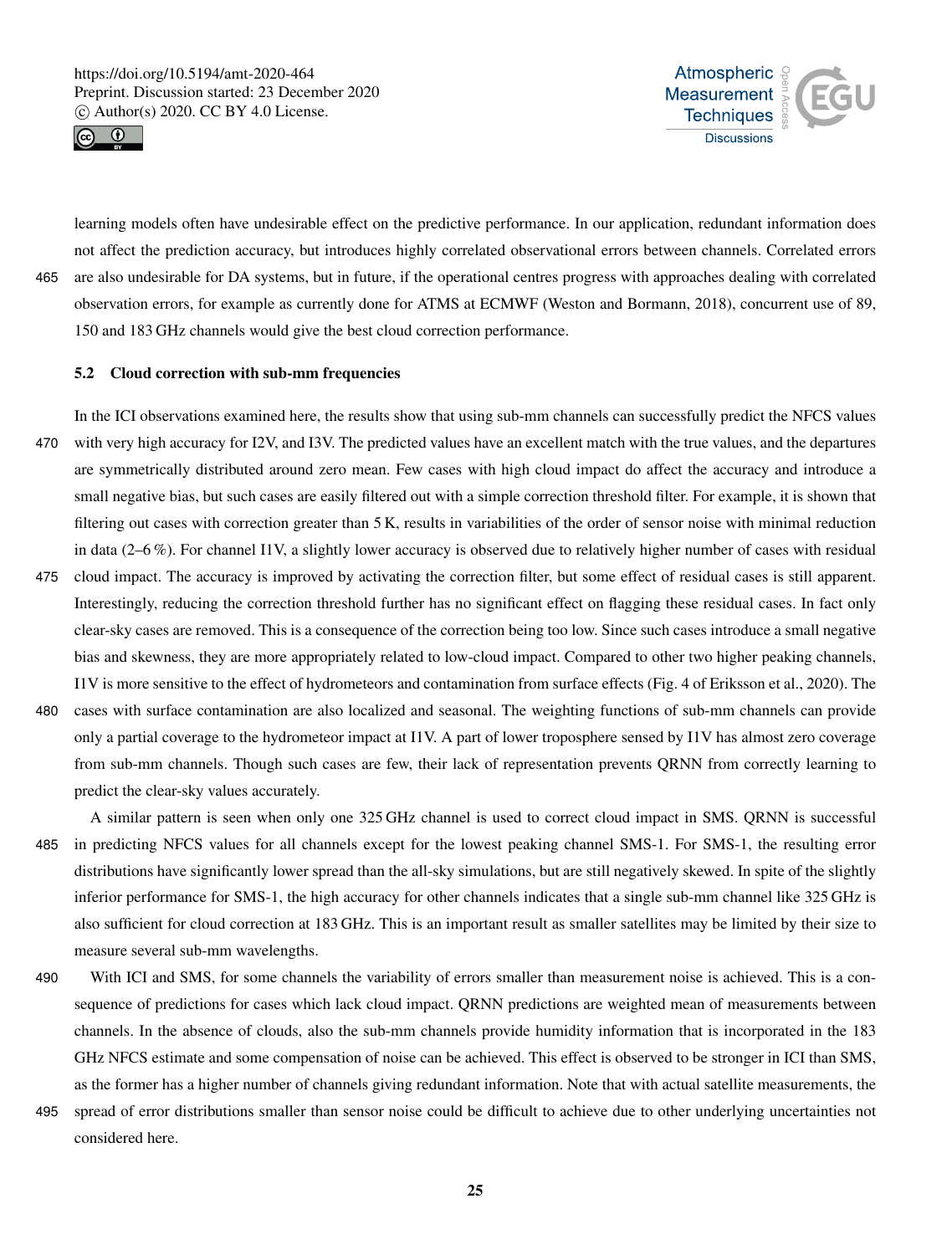learning models often have undesirable effect on the predictive performance. In our application, redundant information does not affect the prediction accuracy, but introduces highly correlated observational errors between channels. Correlated errors are also undesirable for DA systems, but in future, if the operational centres progress with approaches dealing with correlated observation errors, for example as currently done for ATMS at ECMWF (Weston and Bormann, 2018), concurrent use of 89, 150 and 183 GHz channels would give the best cloud correction performance.

### 5.2 Cloud correction with sub-mm frequencies

In the ICI observations examined here, the results show that using sub-mm channels can successfully predict the NFCS values with very high accuracy for I2V, and I3V. The predicted values have an excellent match with the true values, and the departures are symmetrically distributed around zero mean. Few cases with high cloud impact do affect the accuracy and introduce a small negative bias, but such cases are easily filtered out with a simple correction threshold filter. For example, it is shown that filtering out cases with correction greater than 5 K, results in variabilities of the order of sensor noise with minimal reduction in data (2–6 %). For channel I1V, a slightly lower accuracy is observed due to relatively higher number of cases with residual cloud impact. The accuracy is improved by activating the correction filter, but some effect of residual cases is still apparent. Interestingly, reducing the correction threshold further has no significant effect on flagging these residual cases. In fact only clear-sky cases are removed. This is a consequence of the correction being too low. Since such cases introduce a small negative bias and skewness, they are more appropriately related to low-cloud impact. Compared to other two higher peaking channels, I1V is more sensitive to the effect of hydrometeors and contamination from surface effects (Fig. 4 of Eriksson et al., 2020). The cases with surface contamination are also localized and seasonal. The weighting functions of sub-mm channels can provide only a partial coverage to the hydrometeor impact at I1V. A part of lower troposphere sensed by I1V has almost zero coverage from sub-mm channels. Though such cases are few, their lack of representation prevents QRNN from correctly learning to predict the clear-sky values accurately.

A similar pattern is seen when only one 325 GHz channel is used to correct cloud impact in SMS. QRNN is successful in predicting NFCS values for all channels except for the lowest peaking channel SMS-1. For SMS-1, the resulting error distributions have significantly lower spread than the all-sky simulations, but are still negatively skewed. In spite of the slightly inferior performance for SMS-1, the high accuracy for other channels indicates that a single sub-mm channel like 325 GHz is also sufficient for cloud correction at 183 GHz. This is an important result as smaller satellites may be limited by their size to measure several sub-mm wavelengths.

With ICI and SMS, for some channels the variability of errors smaller than measurement noise is achieved. This is a consequence of predictions for cases which lack cloud impact. QRNN predictions are weighted mean of measurements between channels. In the absence of clouds, also the sub-mm channels provide humidity information that is incorporated in the 183 GHz NFCS estimate and some compensation of noise can be achieved. This effect is observed to be stronger in ICI than SMS, as the former has a higher number of channels giving redundant information. Note that with actual satellite measurements, the spread of error distributions smaller than sensor noise could be difficult to achieve due to other underlying uncertainties not considered here.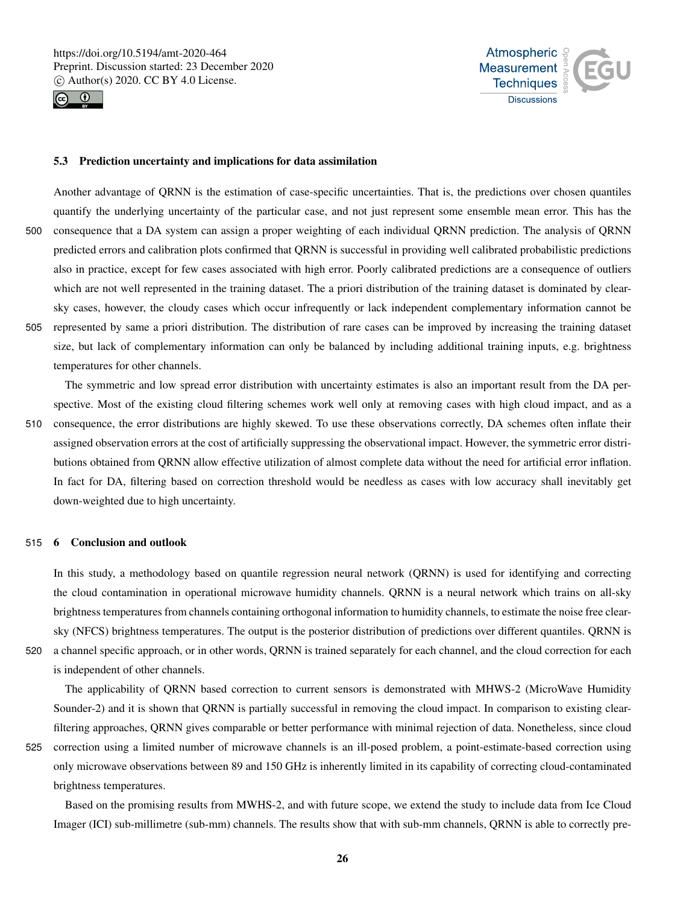### 5.3 Prediction uncertainty and implications for data assimilation

Another advantage of QRNN is the estimation of case-specific uncertainties. That is, the predictions over chosen quantiles quantify the underlying uncertainty of the particular case, and not just represent some ensemble mean error. This has the consequence that a DA system can assign a proper weighting of each individual QRNN prediction. The analysis of QRNN predicted errors and calibration plots confirmed that QRNN is successful in providing well calibrated probabilistic predictions also in practice, except for few cases associated with high error. Poorly calibrated predictions are a consequence of outliers which are not well represented in the training dataset. The a priori distribution of the training dataset is dominated by clear-sky cases, however, the cloudy cases which occur infrequently or lack independent complementary information cannot be represented by same a priori distribution. The distribution of rare cases can be improved by increasing the training dataset size, but lack of complementary information can only be balanced by including additional training inputs, e.g. brightness temperatures for other channels.

The symmetric and low spread error distribution with uncertainty estimates is also an important result from the DA perspective. Most of the existing cloud filtering schemes work well only at removing cases with high cloud impact, and as a consequence, the error distributions are highly skewed. To use these observations correctly, DA schemes often inflate their assigned observation errors at the cost of artificially suppressing the observational impact. However, the symmetric error distributions obtained from QRNN allow effective utilization of almost complete data without the need for artificial error inflation. In fact for DA, filtering based on correction threshold would be needless as cases with low accuracy shall inevitably get down-weighted due to high uncertainty.

## 6 Conclusion and outlook

In this study, a methodology based on quantile regression neural network (QRNN) is used for identifying and correcting the cloud contamination in operational microwave humidity channels. QRNN is a neural network which trains on all-sky brightness temperatures from channels containing orthogonal information to humidity channels, to estimate the noise free clear-sky (NFCS) brightness temperatures. The output is the posterior distribution of predictions over different quantiles. QRNN is a channel specific approach, or in other words, QRNN is trained separately for each channel, and the cloud correction for each is independent of other channels.

The applicability of QRNN based correction to current sensors is demonstrated with MHWS-2 (MicroWave Humidity Sounder-2) and it is shown that QRNN is partially successful in removing the cloud impact. In comparison to existing clear-filtering approaches, QRNN gives comparable or better performance with minimal rejection of data. Nonetheless, since cloud correction using a limited number of microwave channels is an ill-posed problem, a point-estimate-based correction using only microwave observations between 89 and 150 GHz is inherently limited in its capability of correcting cloud-contaminated brightness temperatures.

Based on the promising results from MWHS-2, and with future scope, we extend the study to include data from Ice Cloud Imager (ICI) sub-millimetre (sub-mm) channels. The results show that with sub-mm channels, QRNN is able to correctly pre-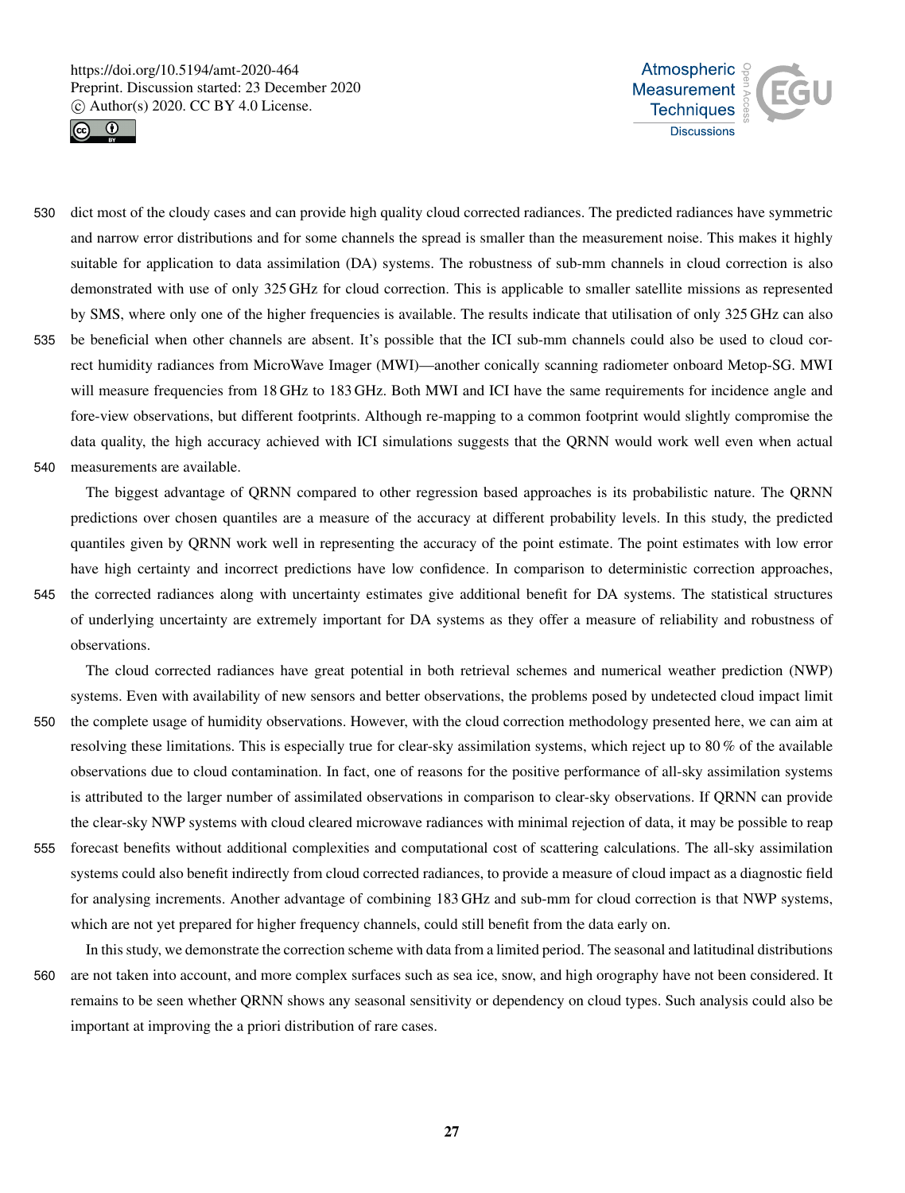dict most of the cloudy cases and can provide high quality cloud corrected radiances. The predicted radiances have symmetric and narrow error distributions and for some channels the spread is smaller than the measurement noise. This makes it highly suitable for application to data assimilation (DA) systems. The robustness of sub-mm channels in cloud correction is also demonstrated with use of only 325 GHz for cloud correction. This is applicable to smaller satellite missions as represented by SMS, where only one of the higher frequencies is available. The results indicate that utilisation of only 325 GHz can also be beneficial when other channels are absent. It's possible that the ICI sub-mm channels could also be used to cloud correct humidity radiances from MicroWave Imager (MWI)—another conically scanning radiometer onboard Metop-SG. MWI will measure frequencies from 18 GHz to 183 GHz. Both MWI and ICI have the same requirements for incidence angle and fore-view observations, but different footprints. Although re-mapping to a common footprint would slightly compromise the data quality, the high accuracy achieved with ICI simulations suggests that the QRNN would work well even when actual measurements are available.

The biggest advantage of QRNN compared to other regression based approaches is its probabilistic nature. The QRNN predictions over chosen quantiles are a measure of the accuracy at different probability levels. In this study, the predicted quantiles given by QRNN work well in representing the accuracy of the point estimate. The point estimates with low error have high certainty and incorrect predictions have low confidence. In comparison to deterministic correction approaches, the corrected radiances along with uncertainty estimates give additional benefit for DA systems. The statistical structures of underlying uncertainty are extremely important for DA systems as they offer a measure of reliability and robustness of observations.

The cloud corrected radiances have great potential in both retrieval schemes and numerical weather prediction (NWP) systems. Even with availability of new sensors and better observations, the problems posed by undetected cloud impact limit the complete usage of humidity observations. However, with the cloud correction methodology presented here, we can aim at resolving these limitations. This is especially true for clear-sky assimilation systems, which reject up to 80 % of the available observations due to cloud contamination. In fact, one of reasons for the positive performance of all-sky assimilation systems is attributed to the larger number of assimilated observations in comparison to clear-sky observations. If QRNN can provide the clear-sky NWP systems with cloud cleared microwave radiances with minimal rejection of data, it may be possible to reap forecast benefits without additional complexities and computational cost of scattering calculations. The all-sky assimilation systems could also benefit indirectly from cloud corrected radiances, to provide a measure of cloud impact as a diagnostic field for analysing increments. Another advantage of combining 183 GHz and sub-mm for cloud correction is that NWP systems, which are not yet prepared for higher frequency channels, could still benefit from the data early on.

In this study, we demonstrate the correction scheme with data from a limited period. The seasonal and latitudinal distributions are not taken into account, and more complex surfaces such as sea ice, snow, and high orography have not been considered. It remains to be seen whether QRNN shows any seasonal sensitivity or dependency on cloud types. Such analysis could also be important at improving the a priori distribution of rare cases.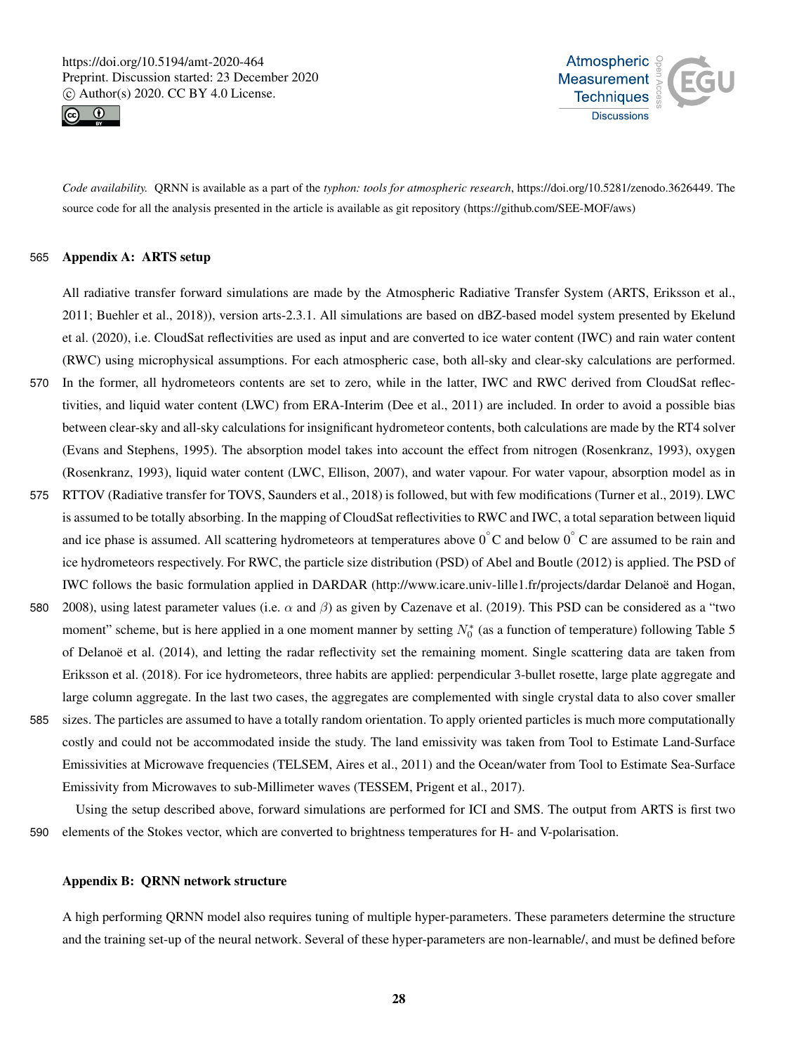*Code availability.* QRNN is available as a part of the *typhon: tools for atmospheric research*, https://doi.org/10.5281/zenodo.3626449. The source code for all the analysis presented in the article is available as git repository (https://github.com/SEE-MOF/aws)

## Appendix A: ARTS setup

All radiative transfer forward simulations are made by the Atmospheric Radiative Transfer System (ARTS, Eriksson et al., 2011; Buehler et al., 2018)), version arts-2.3.1. All simulations are based on dBZ-based model system presented by Ekelund et al. (2020), i.e. CloudSat reflectivities are used as input and are converted to ice water content (IWC) and rain water content (RWC) using microphysical assumptions. For each atmospheric case, both all-sky and clear-sky calculations are performed. In the former, all hydrometeors contents are set to zero, while in the latter, IWC and RWC derived from CloudSat reflectivities, and liquid water content (LWC) from ERA-Interim (Dee et al., 2011) are included. In order to avoid a possible bias between clear-sky and all-sky calculations for insignificant hydrometeor contents, both calculations are made by the RT4 solver (Evans and Stephens, 1995). The absorption model takes into account the effect from nitrogen (Rosenkranz, 1993), oxygen (Rosenkranz, 1993), liquid water content (LWC, Ellison, 2007), and water vapour. For water vapour, absorption model as in RTTOV (Radiative transfer for TOVS, Saunders et al., 2018) is followed, but with few modifications (Turner et al., 2019). LWC is assumed to be totally absorbing. In the mapping of CloudSat reflectivities to RWC and IWC, a total separation between liquid and ice phase is assumed. All scattering hydrometeors at temperatures above $0^{\circ}$C and below $0^{\circ}$ C are assumed to be rain and ice hydrometeors respectively. For RWC, the particle size distribution (PSD) of Abel and Boutle (2012) is applied. The PSD of IWC follows the basic formulation applied in DARDAR (http://www.icare.univ-lille1.fr/projects/dardar Delanoë and Hogan, 2008), using latest parameter values (i.e. $\alpha$ and $\beta$) as given by Cazenave et al. (2019). This PSD can be considered as a "two moment" scheme, but is here applied in a one moment manner by setting $N_0^*$ (as a function of temperature) following Table 5 of Delanoë et al. (2014), and letting the radar reflectivity set the remaining moment. Single scattering data are taken from Eriksson et al. (2018). For ice hydrometeors, three habits are applied: perpendicular 3-bullet rosette, large plate aggregate and large column aggregate. In the last two cases, the aggregates are complemented with single crystal data to also cover smaller sizes. The particles are assumed to have a totally random orientation. To apply oriented particles is much more computationally costly and could not be accommodated inside the study. The land emissivity was taken from Tool to Estimate Land-Surface Emissivities at Microwave frequencies (TELSEM, Aires et al., 2011) and the Ocean/water from Tool to Estimate Sea-Surface Emissivity from Microwaves to sub-Millimeter waves (TESSEM, Prigent et al., 2017).

Using the setup described above, forward simulations are performed for ICI and SMS. The output from ARTS is first two elements of the Stokes vector, which are converted to brightness temperatures for H- and V-polarisation.

## Appendix B: QRNN network structure

A high performing QRNN model also requires tuning of multiple hyper-parameters. These parameters determine the structure and the training set-up of the neural network. Several of these hyper-parameters are non-learnable/, and must be defined before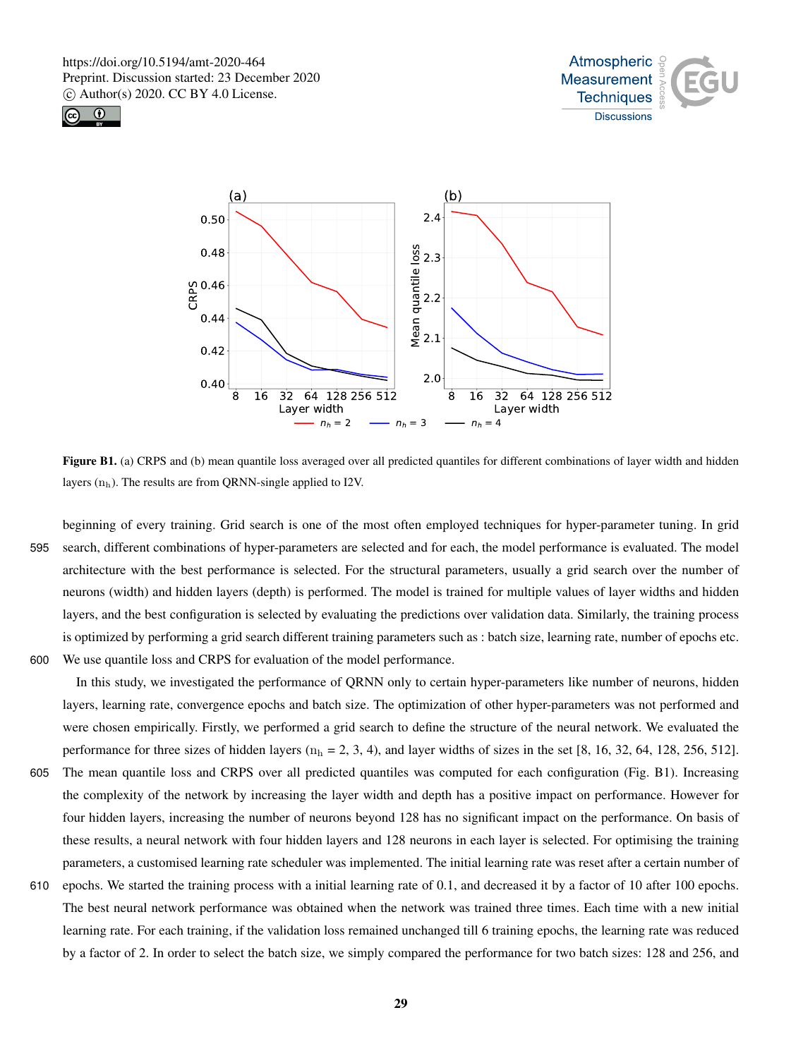**Figure B1.** (a) CRPS and (b) mean quantile loss averaged over all predicted quantiles for different combinations of layer width and hidden layers ($n_h$). The results are from QRNN-single applied to I2V.

beginning of every training. Grid search is one of the most often employed techniques for hyper-parameter tuning. In grid search, different combinations of hyper-parameters are selected and for each, the model performance is evaluated. The model architecture with the best performance is selected. For the structural parameters, usually a grid search over the number of neurons (width) and hidden layers (depth) is performed. The model is trained for multiple values of layer widths and hidden layers, and the best configuration is selected by evaluating the predictions over validation data. Similarly, the training process is optimized by performing a grid search different training parameters such as : batch size, learning rate, number of epochs etc. We use quantile loss and CRPS for evaluation of the model performance.

In this study, we investigated the performance of QRNN only to certain hyper-parameters like number of neurons, hidden layers, learning rate, convergence epochs and batch size. The optimization of other hyper-parameters was not performed and were chosen empirically. Firstly, we performed a grid search to define the structure of the neural network. We evaluated the performance for three sizes of hidden layers ($n_h$ = 2, 3, 4), and layer widths of sizes in the set [8, 16, 32, 64, 128, 256, 512]. The mean quantile loss and CRPS over all predicted quantiles was computed for each configuration (Fig. B1). Increasing the complexity of the network by increasing the layer width and depth has a positive impact on performance. However for four hidden layers, increasing the number of neurons beyond 128 has no significant impact on the performance. On basis of these results, a neural network with four hidden layers and 128 neurons in each layer is selected. For optimising the training parameters, a customised learning rate scheduler was implemented. The initial learning rate was reset after a certain number of epochs. We started the training process with a initial learning rate of 0.1, and decreased it by a factor of 10 after 100 epochs. The best neural network performance was obtained when the network was trained three times. Each time with a new initial learning rate. For each training, if the validation loss remained unchanged till 6 training epochs, the learning rate was reduced by a factor of 2. In order to select the batch size, we simply compared the performance for two batch sizes: 128 and 256, and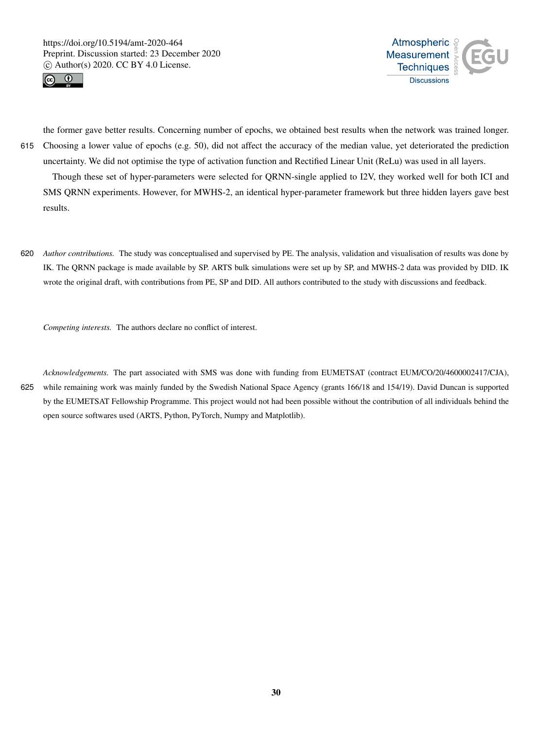the former gave better results. Concerning number of epochs, we obtained best results when the network was trained longer. Choosing a lower value of epochs (e.g. 50), did not affect the accuracy of the median value, yet deteriorated the prediction uncertainty. We did not optimise the type of activation function and Rectified Linear Unit (ReLu) was used in all layers.

Though these set of hyper-parameters were selected for QRNN-single applied to I2V, they worked well for both ICI and SMS QRNN experiments. However, for MWHS-2, an identical hyper-parameter framework but three hidden layers gave best results.

*Author contributions.* The study was conceptualised and supervised by PE. The analysis, validation and visualisation of results was done by IK. The QRNN package is made available by SP. ARTS bulk simulations were set up by SP, and MWHS-2 data was provided by DID. IK wrote the original draft, with contributions from PE, SP and DID. All authors contributed to the study with discussions and feedback.

*Competing interests.* The authors declare no conflict of interest.

*Acknowledgements.* The part associated with SMS was done with funding from EUMETSAT (contract EUM/CO/20/4600002417/CJA), while remaining work was mainly funded by the Swedish National Space Agency (grants 166/18 and 154/19). David Duncan is supported by the EUMETSAT Fellowship Programme. This project would not had been possible without the contribution of all individuals behind the open source softwares used (ARTS, Python, PyTorch, Numpy and Matplotlib).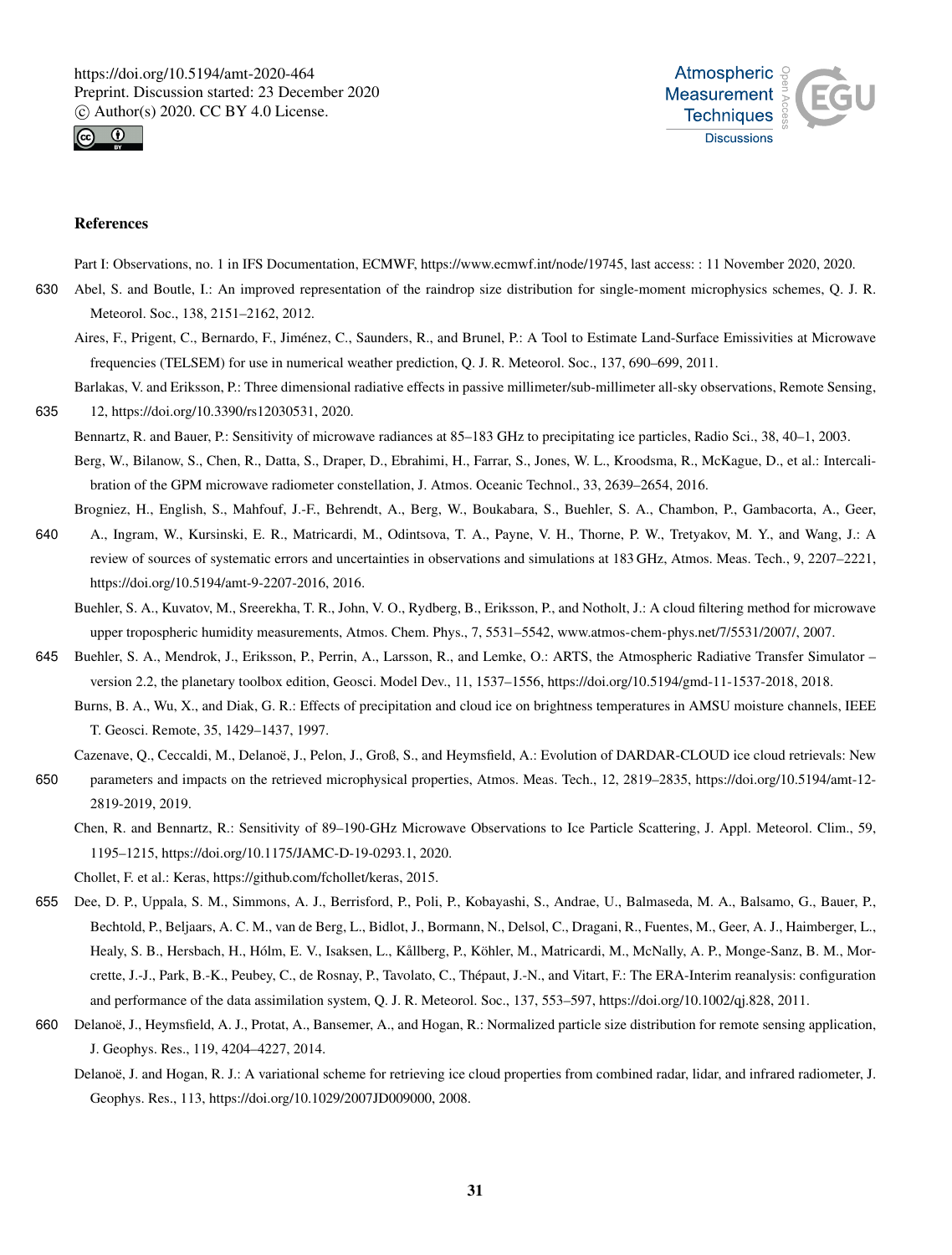## References

Part I: Observations, no. 1 in IFS Documentation, ECMWF, https://www.ecmwf.int/node/19745, last access: : 11 November 2020, 2020.

Abel, S. and Boutle, I.: An improved representation of the raindrop size distribution for single-moment microphysics schemes, Q. J. R. Meteorol. Soc., 138, 2151–2162, 2012.

Aires, F., Prigent, C., Bernardo, F., Jiménez, C., Saunders, R., and Brunel, P.: A Tool to Estimate Land-Surface Emissivities at Microwave frequencies (TELSEM) for use in numerical weather prediction, Q. J. R. Meteorol. Soc., 137, 690–699, 2011.

Barlakas, V. and Eriksson, P.: Three dimensional radiative effects in passive millimeter/sub-millimeter all-sky observations, Remote Sensing, 12, https://doi.org/10.3390/rs12030531, 2020.

Bennartz, R. and Bauer, P.: Sensitivity of microwave radiances at 85–183 GHz to precipitating ice particles, Radio Sci., 38, 40–1, 2003.

Berg, W., Bilanow, S., Chen, R., Datta, S., Draper, D., Ebrahimi, H., Farrar, S., Jones, W. L., Kroodsma, R., McKague, D., et al.: Intercalibration of the GPM microwave radiometer constellation, J. Atmos. Oceanic Technol., 33, 2639–2654, 2016.

Brogniez, H., English, S., Mahfouf, J.-F., Behrendt, A., Berg, W., Boukabara, S., Buehler, S. A., Chambon, P., Gambacorta, A., Geer, A., Ingram, W., Kursinski, E. R., Matricardi, M., Odintsova, T. A., Payne, V. H., Thorne, P. W., Tretyakov, M. Y., and Wang, J.: A review of sources of systematic errors and uncertainties in observations and simulations at 183 GHz, Atmos. Meas. Tech., 9, 2207–2221, https://doi.org/10.5194/amt-9-2207-2016, 2016.

Buehler, S. A., Kuvatov, M., Sreerekha, T. R., John, V. O., Rydberg, B., Eriksson, P., and Notholt, J.: A cloud filtering method for microwave upper tropospheric humidity measurements, Atmos. Chem. Phys., 7, 5531–5542, www.atmos-chem-phys.net/7/5531/2007/, 2007.

Buehler, S. A., Mendrok, J., Eriksson, P., Perrin, A., Larsson, R., and Lemke, O.: ARTS, the Atmospheric Radiative Transfer Simulator – version 2.2, the planetary toolbox edition, Geosci. Model Dev., 11, 1537–1556, https://doi.org/10.5194/gmd-11-1537-2018, 2018.

Burns, B. A., Wu, X., and Diak, G. R.: Effects of precipitation and cloud ice on brightness temperatures in AMSU moisture channels, IEEE T. Geosci. Remote, 35, 1429–1437, 1997.

Cazenave, Q., Ceccaldi, M., Delanoë, J., Pelon, J., Groß, S., and Heymsfield, A.: Evolution of DARDAR-CLOUD ice cloud retrievals: New parameters and impacts on the retrieved microphysical properties, Atmos. Meas. Tech., 12, 2819–2835, https://doi.org/10.5194/amt-12-2819-2019, 2019.

Chen, R. and Bennartz, R.: Sensitivity of 89–190-GHz Microwave Observations to Ice Particle Scattering, J. Appl. Meteorol. Clim., 59, 1195–1215, https://doi.org/10.1175/JAMC-D-19-0293.1, 2020.

Chollet, F. et al.: Keras, https://github.com/fchollet/keras, 2015.

Dee, D. P., Uppala, S. M., Simmons, A. J., Berrisford, P., Poli, P., Kobayashi, S., Andrae, U., Balmaseda, M. A., Balsamo, G., Bauer, P., Bechtold, P., Beljaars, A. C. M., van de Berg, L., Bidlot, J., Bormann, N., Delsol, C., Dragani, R., Fuentes, M., Geer, A. J., Haimberger, L., Healy, S. B., Hersbach, H., Hólm, E. V., Isaksen, L., Kållberg, P., Köhler, M., Matricardi, M., McNally, A. P., Monge-Sanz, B. M., Morcrette, J.-J., Park, B.-K., Peubey, C., de Rosnay, P., Tavolato, C., Thépaut, J.-N., and Vitart, F.: The ERA-Interim reanalysis: configuration and performance of the data assimilation system, Q. J. R. Meteorol. Soc., 137, 553–597, https://doi.org/10.1002/qj.828, 2011.

Delanoë, J., Heymsfield, A. J., Protat, A., Bansemer, A., and Hogan, R.: Normalized particle size distribution for remote sensing application, J. Geophys. Res., 119, 4204–4227, 2014.

Delanoë, J. and Hogan, R. J.: A variational scheme for retrieving ice cloud properties from combined radar, lidar, and infrared radiometer, J. Geophys. Res., 113, https://doi.org/10.1029/2007JD009000, 2008.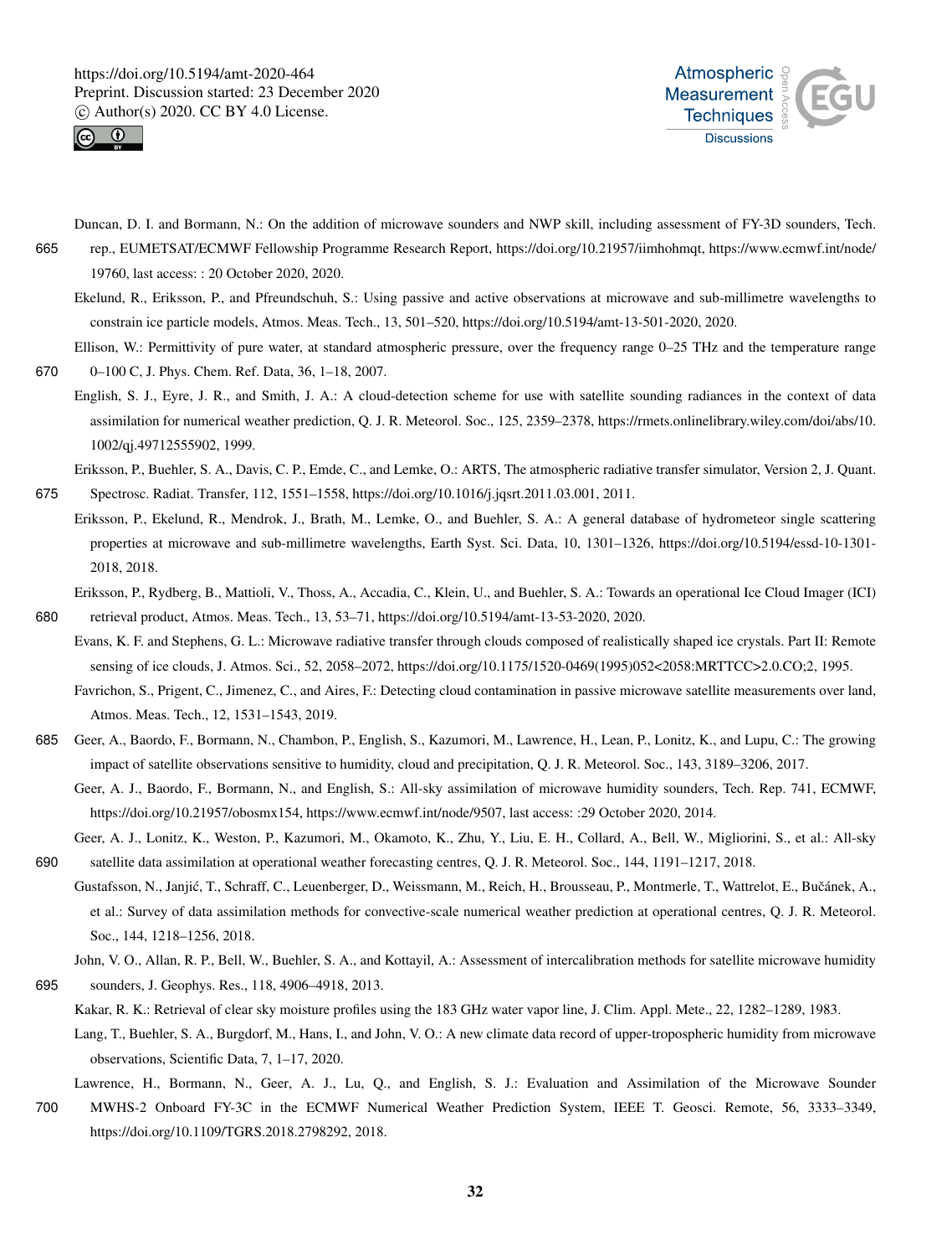Duncan, D. I. and Bormann, N.: On the addition of microwave sounders and NWP skill, including assessment of FY-3D sounders, Tech. rep., EUMETSAT/ECMWF Fellowship Programme Research Report, https://doi.org/10.21957/iimhohmqt, https://www.ecmwf.int/node/19760, last access: : 20 October 2020, 2020.

Ekelund, R., Eriksson, P., and Pfreundschuh, S.: Using passive and active observations at microwave and sub-millimetre wavelengths to constrain ice particle models, Atmos. Meas. Tech., 13, 501–520, https://doi.org/10.5194/amt-13-501-2020, 2020.

Ellison, W.: Permittivity of pure water, at standard atmospheric pressure, over the frequency range 0–25 THz and the temperature range 0–100 C, J. Phys. Chem. Ref. Data, 36, 1–18, 2007.

English, S. J., Eyre, J. R., and Smith, J. A.: A cloud-detection scheme for use with satellite sounding radiances in the context of data assimilation for numerical weather prediction, Q. J. R. Meteorol. Soc., 125, 2359–2378, https://rmets.onlinelibrary.wiley.com/doi/abs/10.1002/qj.49712555902, 1999.

Eriksson, P., Buehler, S. A., Davis, C. P., Emde, C., and Lemke, O.: ARTS, The atmospheric radiative transfer simulator, Version 2, J. Quant. Spectrosc. Radiat. Transfer, 112, 1551–1558, https://doi.org/10.1016/j.jqsrt.2011.03.001, 2011.

Eriksson, P., Ekelund, R., Mendrok, J., Brath, M., Lemke, O., and Buehler, S. A.: A general database of hydrometeor single scattering properties at microwave and sub-millimetre wavelengths, Earth Syst. Sci. Data, 10, 1301–1326, https://doi.org/10.5194/essd-10-1301-2018, 2018.

Eriksson, P., Rydberg, B., Mattioli, V., Thoss, A., Accadia, C., Klein, U., and Buehler, S. A.: Towards an operational Ice Cloud Imager (ICI) retrieval product, Atmos. Meas. Tech., 13, 53–71, https://doi.org/10.5194/amt-13-53-2020, 2020.

Evans, K. F. and Stephens, G. L.: Microwave radiative transfer through clouds composed of realistically shaped ice crystals. Part II: Remote sensing of ice clouds, J. Atmos. Sci., 52, 2058–2072, https://doi.org/10.1175/1520-0469(1995)052<2058:MRTTCC>2.0.CO;2, 1995.

Favrichon, S., Prigent, C., Jimenez, C., and Aires, F.: Detecting cloud contamination in passive microwave satellite measurements over land, Atmos. Meas. Tech., 12, 1531–1543, 2019.

Geer, A., Baordo, F., Bormann, N., Chambon, P., English, S., Kazumori, M., Lawrence, H., Lean, P., Lonitz, K., and Lupu, C.: The growing impact of satellite observations sensitive to humidity, cloud and precipitation, Q. J. R. Meteorol. Soc., 143, 3189–3206, 2017.

Geer, A. J., Baordo, F., Bormann, N., and English, S.: All-sky assimilation of microwave humidity sounders, Tech. Rep. 741, ECMWF, https://doi.org/10.21957/obosmx154, https://www.ecmwf.int/node/9507, last access: :29 October 2020, 2014.

Geer, A. J., Lonitz, K., Weston, P., Kazumori, M., Okamoto, K., Zhu, Y., Liu, E. H., Collard, A., Bell, W., Migliorini, S., et al.: All-sky satellite data assimilation at operational weather forecasting centres, Q. J. R. Meteorol. Soc., 144, 1191–1217, 2018.

Gustafsson, N., Janjić, T., Schraff, C., Leuenberger, D., Weissmann, M., Reich, H., Brousseau, P., Montmerle, T., Wattrelot, E., Bučánek, A., et al.: Survey of data assimilation methods for convective-scale numerical weather prediction at operational centres, Q. J. R. Meteorol. Soc., 144, 1218–1256, 2018.

John, V. O., Allan, R. P., Bell, W., Buehler, S. A., and Kottayil, A.: Assessment of intercalibration methods for satellite microwave humidity sounders, J. Geophys. Res., 118, 4906–4918, 2013.

Kakar, R. K.: Retrieval of clear sky moisture profiles using the 183 GHz water vapor line, J. Clim. Appl. Mete., 22, 1282–1289, 1983.

Lang, T., Buehler, S. A., Burgdorf, M., Hans, I., and John, V. O.: A new climate data record of upper-tropospheric humidity from microwave observations, Scientific Data, 7, 1–17, 2020.

Lawrence, H., Bormann, N., Geer, A. J., Lu, Q., and English, S. J.: Evaluation and Assimilation of the Microwave Sounder MWHS-2 Onboard FY-3C in the ECMWF Numerical Weather Prediction System, IEEE T. Geosci. Remote, 56, 3333–3349, https://doi.org/10.1109/TGRS.2018.2798292, 2018.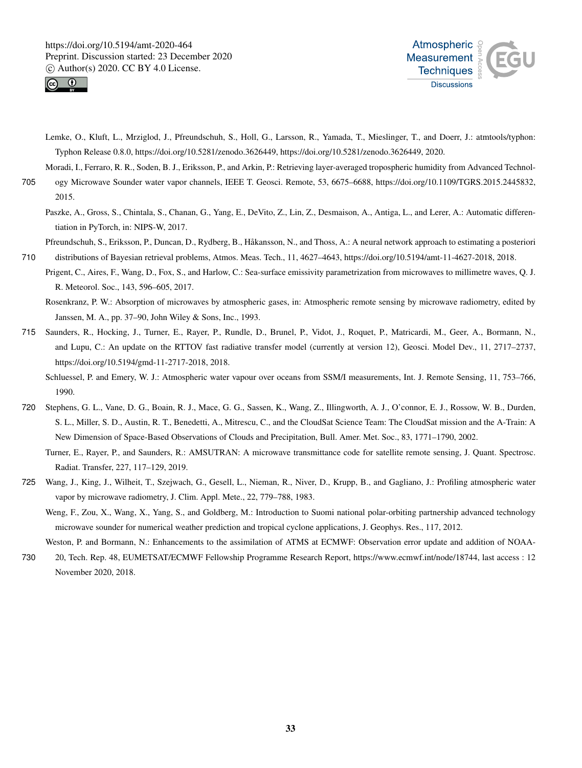Lemke, O., Kluft, L., Mrziglod, J., Pfreundschuh, S., Holl, G., Larsson, R., Yamada, T., Mieslinger, T., and Doerr, J.: atmtools/typhon: Typhon Release 0.8.0, https://doi.org/10.5281/zenodo.3626449, https://doi.org/10.5281/zenodo.3626449, 2020.

Moradi, I., Ferraro, R. R., Soden, B. J., Eriksson, P., and Arkin, P.: Retrieving layer-averaged tropospheric humidity from Advanced Technology Microwave Sounder water vapor channels, IEEE T. Geosci. Remote, 53, 6675–6688, https://doi.org/10.1109/TGRS.2015.2445832, 2015.

Paszke, A., Gross, S., Chintala, S., Chanan, G., Yang, E., DeVito, Z., Lin, Z., Desmaison, A., Antiga, L., and Lerer, A.: Automatic differentiation in PyTorch, in: NIPS-W, 2017.

Pfreundschuh, S., Eriksson, P., Duncan, D., Rydberg, B., Håkansson, N., and Thoss, A.: A neural network approach to estimating a posteriori distributions of Bayesian retrieval problems, Atmos. Meas. Tech., 11, 4627–4643, https://doi.org/10.5194/amt-11-4627-2018, 2018.

Prigent, C., Aires, F., Wang, D., Fox, S., and Harlow, C.: Sea-surface emissivity parametrization from microwaves to millimetre waves, Q. J. R. Meteorol. Soc., 143, 596–605, 2017.

Rosenkranz, P. W.: Absorption of microwaves by atmospheric gases, in: Atmospheric remote sensing by microwave radiometry, edited by Janssen, M. A., pp. 37–90, John Wiley & Sons, Inc., 1993.

Saunders, R., Hocking, J., Turner, E., Rayer, P., Rundle, D., Brunel, P., Vidot, J., Roquet, P., Matricardi, M., Geer, A., Bormann, N., and Lupu, C.: An update on the RTTOV fast radiative transfer model (currently at version 12), Geosci. Model Dev., 11, 2717–2737, https://doi.org/10.5194/gmd-11-2717-2018, 2018.

Schluessel, P. and Emery, W. J.: Atmospheric water vapour over oceans from SSM/I measurements, Int. J. Remote Sensing, 11, 753–766, 1990.

Stephens, G. L., Vane, D. G., Boain, R. J., Mace, G. G., Sassen, K., Wang, Z., Illingworth, A. J., O'connor, E. J., Rossow, W. B., Durden, S. L., Miller, S. D., Austin, R. T., Benedetti, A., Mitrescu, C., and the CloudSat Science Team: The CloudSat mission and the A-Train: A New Dimension of Space-Based Observations of Clouds and Precipitation, Bull. Amer. Met. Soc., 83, 1771–1790, 2002.

Turner, E., Rayer, P., and Saunders, R.: AMSUTRAN: A microwave transmittance code for satellite remote sensing, J. Quant. Spectrosc. Radiat. Transfer, 227, 117–129, 2019.

Wang, J., King, J., Wilheit, T., Szejwach, G., Gesell, L., Nieman, R., Niver, D., Krupp, B., and Gagliano, J.: Profiling atmospheric water vapor by microwave radiometry, J. Clim. Appl. Mete., 22, 779–788, 1983.

Weng, F., Zou, X., Wang, X., Yang, S., and Goldberg, M.: Introduction to Suomi national polar-orbiting partnership advanced technology microwave sounder for numerical weather prediction and tropical cyclone applications, J. Geophys. Res., 117, 2012.

Weston, P. and Bormann, N.: Enhancements to the assimilation of ATMS at ECMWF: Observation error update and addition of NOAA-20, Tech. Rep. 48, EUMETSAT/ECMWF Fellowship Programme Research Report, https://www.ecmwf.int/node/18744, last access : 12 November 2020, 2018.